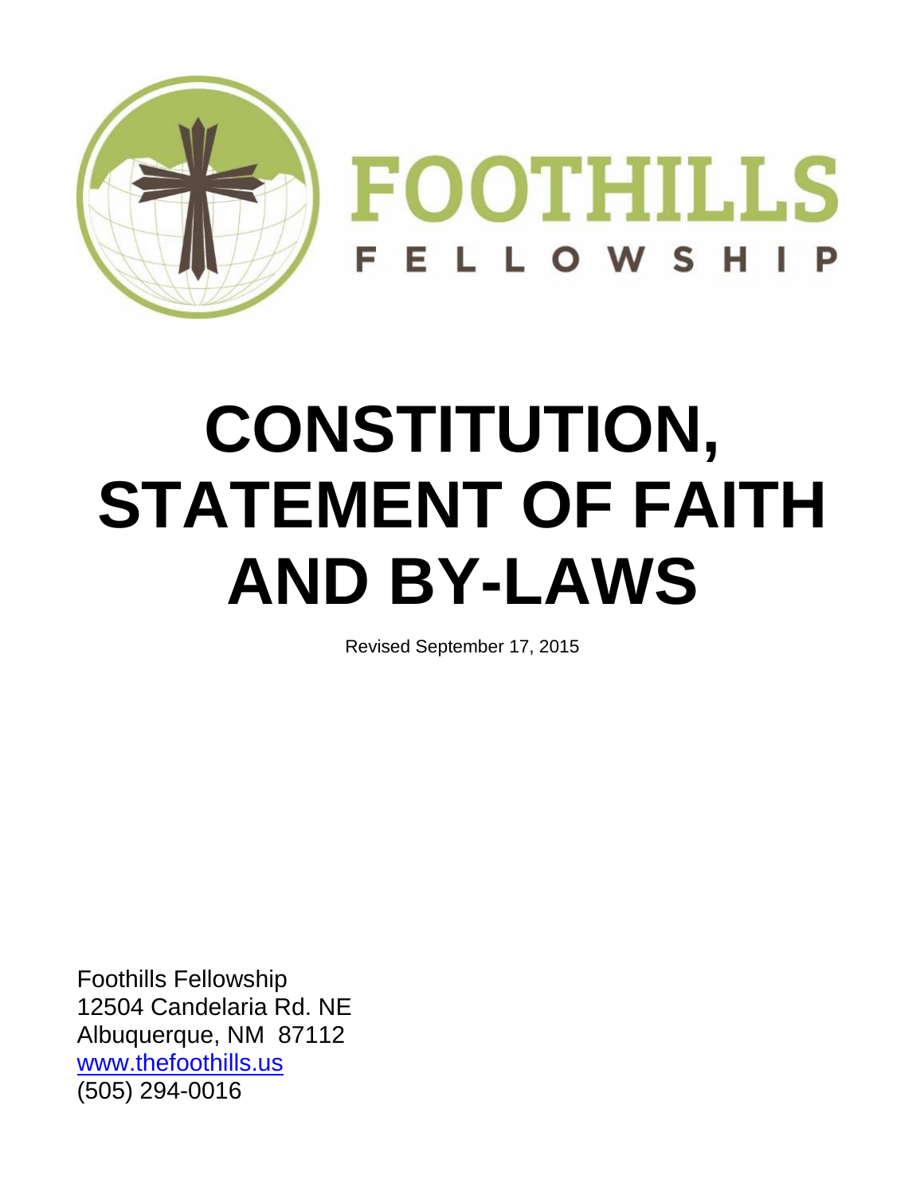FOOTHILLS

FELLOWSHIP

# CONSTITUTION, STATEMENT OF FAITH AND BY-LAWS

Revised September 17, 2015

Foothills Fellowship
12504 Candelaria Rd. NE
Albuquerque, NM 87112
www.thefoothills.us
(505) 294-0016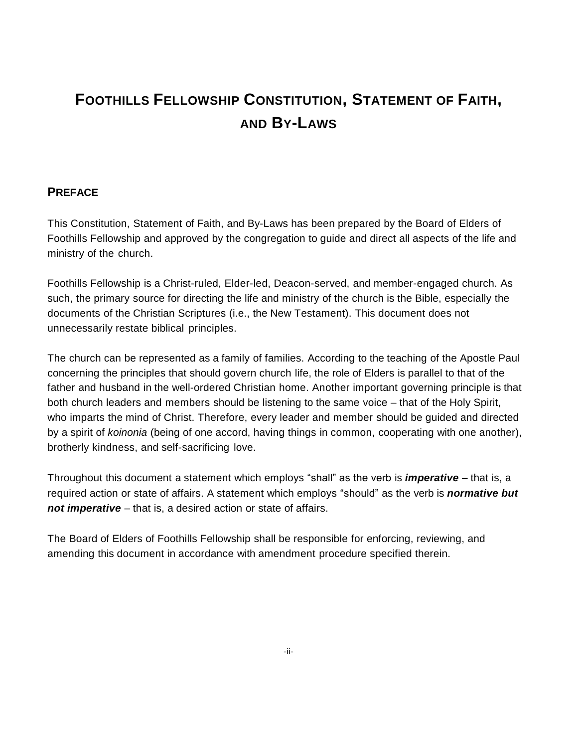# Foothills Fellowship Constitution, Statement of Faith, and By-Laws

## Preface

This Constitution, Statement of Faith, and By-Laws has been prepared by the Board of Elders of Foothills Fellowship and approved by the congregation to guide and direct all aspects of the life and ministry of the church.

Foothills Fellowship is a Christ-ruled, Elder-led, Deacon-served, and member-engaged church. As such, the primary source for directing the life and ministry of the church is the Bible, especially the documents of the Christian Scriptures (i.e., the New Testament). This document does not unnecessarily restate biblical principles.

The church can be represented as a family of families. According to the teaching of the Apostle Paul concerning the principles that should govern church life, the role of Elders is parallel to that of the father and husband in the well-ordered Christian home. Another important governing principle is that both church leaders and members should be listening to the same voice – that of the Holy Spirit, who imparts the mind of Christ. Therefore, every leader and member should be guided and directed by a spirit of *koinonia* (being of one accord, having things in common, cooperating with one another), brotherly kindness, and self-sacrificing love.

Throughout this document a statement which employs "shall" as the verb is ***imperative*** – that is, a required action or state of affairs. A statement which employs "should" as the verb is ***normative but not imperative*** – that is, a desired action or state of affairs.

The Board of Elders of Foothills Fellowship shall be responsible for enforcing, reviewing, and amending this document in accordance with amendment procedure specified therein.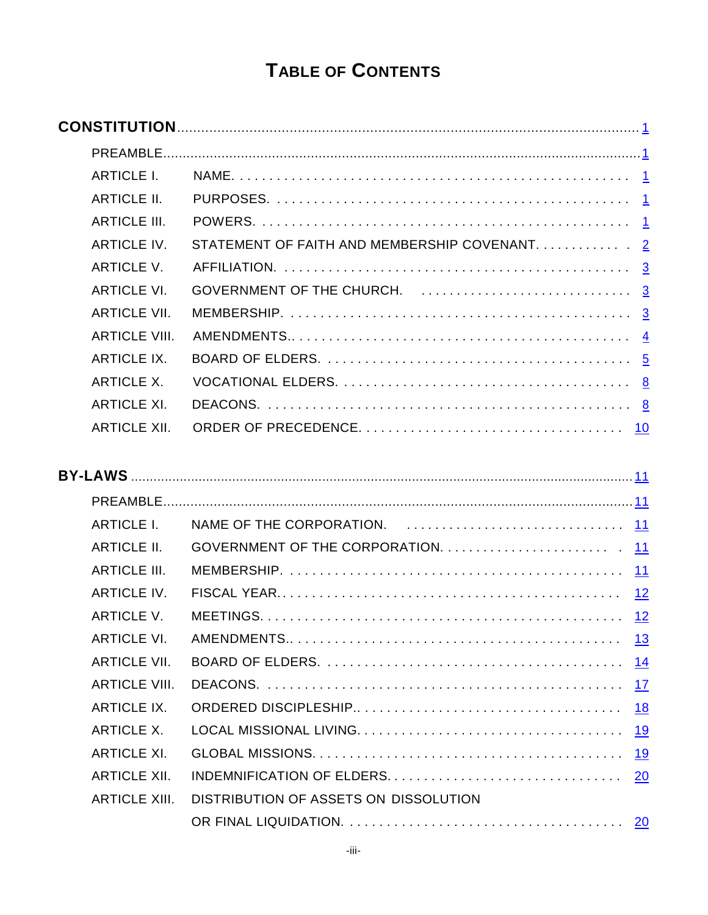# TABLE OF CONTENTS

| | | |
|---|---|---|
| **CONSTITUTION** | | 1 |
| PREAMBLE | | 1 |
| ARTICLE I. | NAME. | 1 |
| ARTICLE II. | PURPOSES. | 1 |
| ARTICLE III. | POWERS. | 1 |
| ARTICLE IV. | STATEMENT OF FAITH AND MEMBERSHIP COVENANT. | 2 |
| ARTICLE V. | AFFILIATION. | 3 |
| ARTICLE VI. | GOVERNMENT OF THE CHURCH. | 3 |
| ARTICLE VII. | MEMBERSHIP. | 3 |
| ARTICLE VIII. | AMENDMENTS.. | 4 |
| ARTICLE IX. | BOARD OF ELDERS. | 5 |
| ARTICLE X. | VOCATIONAL ELDERS. | 8 |
| ARTICLE XI. | DEACONS. | 8 |
| ARTICLE XII. | ORDER OF PRECEDENCE. | 10 |
| **BY-LAWS** | | 11 |
| PREAMBLE | | 11 |
| ARTICLE I. | NAME OF THE CORPORATION. | 11 |
| ARTICLE II. | GOVERNMENT OF THE CORPORATION. | 11 |
| ARTICLE III. | MEMBERSHIP. | 11 |
| ARTICLE IV. | FISCAL YEAR. | 12 |
| ARTICLE V. | MEETINGS. | 12 |
| ARTICLE VI. | AMENDMENTS.. | 13 |
| ARTICLE VII. | BOARD OF ELDERS. | 14 |
| ARTICLE VIII. | DEACONS. | 17 |
| ARTICLE IX. | ORDERED DISCIPLESHIP.. | 18 |
| ARTICLE X. | LOCAL MISSIONAL LIVING. | 19 |
| ARTICLE XI. | GLOBAL MISSIONS. | 19 |
| ARTICLE XII. | INDEMNIFICATION OF ELDERS. | 20 |
| ARTICLE XIII. | DISTRIBUTION OF ASSETS ON DISSOLUTION OR FINAL LIQUIDATION. | 20 |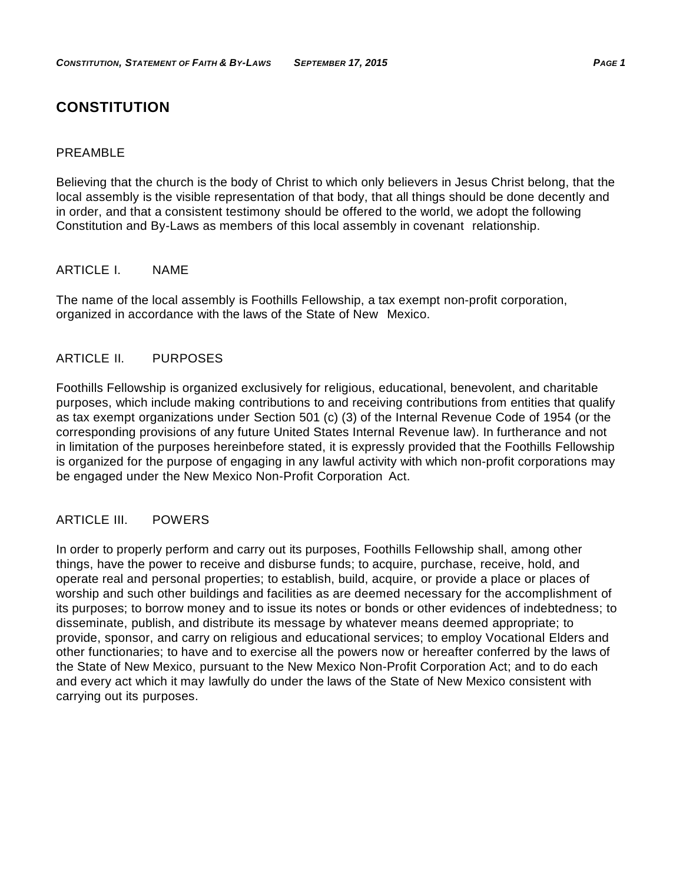# CONSTITUTION

## PREAMBLE

Believing that the church is the body of Christ to which only believers in Jesus Christ belong, that the local assembly is the visible representation of that body, that all things should be done decently and in order, and that a consistent testimony should be offered to the world, we adopt the following Constitution and By-Laws as members of this local assembly in covenant relationship.

## ARTICLE I. NAME

The name of the local assembly is Foothills Fellowship, a tax exempt non-profit corporation, organized in accordance with the laws of the State of New Mexico.

## ARTICLE II. PURPOSES

Foothills Fellowship is organized exclusively for religious, educational, benevolent, and charitable purposes, which include making contributions to and receiving contributions from entities that qualify as tax exempt organizations under Section 501 (c) (3) of the Internal Revenue Code of 1954 (or the corresponding provisions of any future United States Internal Revenue law). In furtherance and not in limitation of the purposes hereinbefore stated, it is expressly provided that the Foothills Fellowship is organized for the purpose of engaging in any lawful activity with which non-profit corporations may be engaged under the New Mexico Non-Profit Corporation Act.

## ARTICLE III. POWERS

In order to properly perform and carry out its purposes, Foothills Fellowship shall, among other things, have the power to receive and disburse funds; to acquire, purchase, receive, hold, and operate real and personal properties; to establish, build, acquire, or provide a place or places of worship and such other buildings and facilities as are deemed necessary for the accomplishment of its purposes; to borrow money and to issue its notes or bonds or other evidences of indebtedness; to disseminate, publish, and distribute its message by whatever means deemed appropriate; to provide, sponsor, and carry on religious and educational services; to employ Vocational Elders and other functionaries; to have and to exercise all the powers now or hereafter conferred by the laws of the State of New Mexico, pursuant to the New Mexico Non-Profit Corporation Act; and to do each and every act which it may lawfully do under the laws of the State of New Mexico consistent with carrying out its purposes.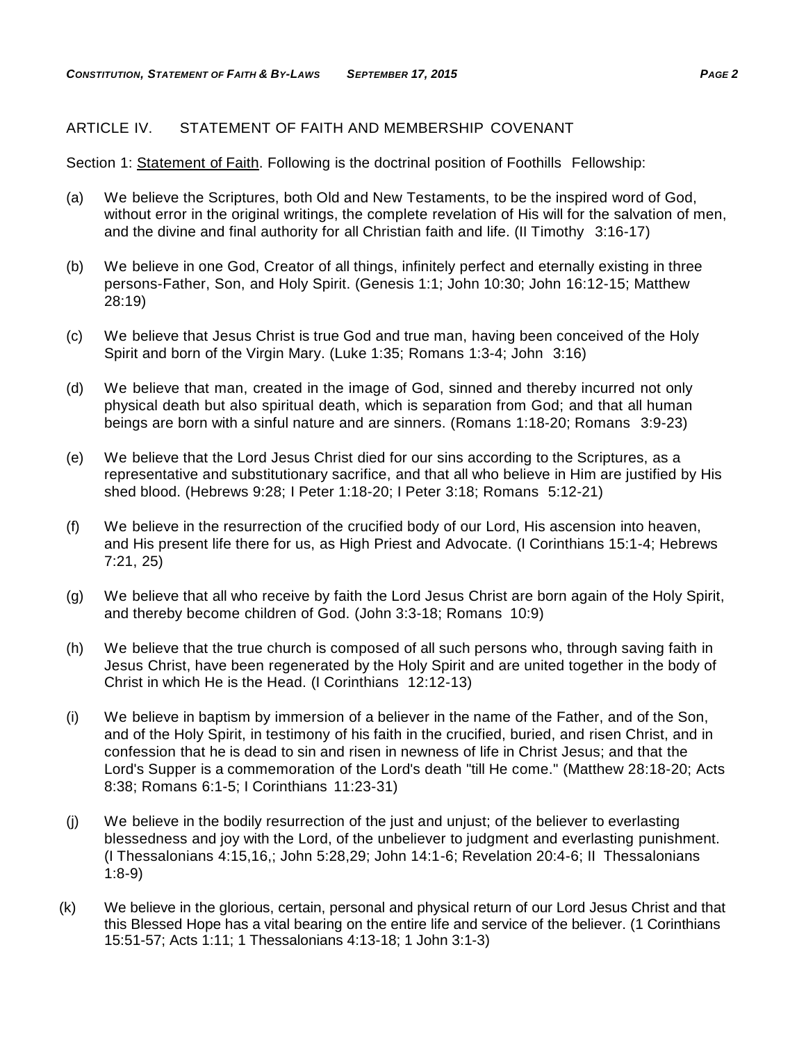## ARTICLE IV. STATEMENT OF FAITH AND MEMBERSHIP COVENANT

Section 1: Statement of Faith. Following is the doctrinal position of Foothills Fellowship:

(a) We believe the Scriptures, both Old and New Testaments, to be the inspired word of God, without error in the original writings, the complete revelation of His will for the salvation of men, and the divine and final authority for all Christian faith and life. (II Timothy 3:16-17)

(b) We believe in one God, Creator of all things, infinitely perfect and eternally existing in three persons-Father, Son, and Holy Spirit. (Genesis 1:1; John 10:30; John 16:12-15; Matthew 28:19)

(c) We believe that Jesus Christ is true God and true man, having been conceived of the Holy Spirit and born of the Virgin Mary. (Luke 1:35; Romans 1:3-4; John 3:16)

(d) We believe that man, created in the image of God, sinned and thereby incurred not only physical death but also spiritual death, which is separation from God; and that all human beings are born with a sinful nature and are sinners. (Romans 1:18-20; Romans 3:9-23)

(e) We believe that the Lord Jesus Christ died for our sins according to the Scriptures, as a representative and substitutionary sacrifice, and that all who believe in Him are justified by His shed blood. (Hebrews 9:28; I Peter 1:18-20; I Peter 3:18; Romans 5:12-21)

(f) We believe in the resurrection of the crucified body of our Lord, His ascension into heaven, and His present life there for us, as High Priest and Advocate. (I Corinthians 15:1-4; Hebrews 7:21, 25)

(g) We believe that all who receive by faith the Lord Jesus Christ are born again of the Holy Spirit, and thereby become children of God. (John 3:3-18; Romans 10:9)

(h) We believe that the true church is composed of all such persons who, through saving faith in Jesus Christ, have been regenerated by the Holy Spirit and are united together in the body of Christ in which He is the Head. (I Corinthians 12:12-13)

(i) We believe in baptism by immersion of a believer in the name of the Father, and of the Son, and of the Holy Spirit, in testimony of his faith in the crucified, buried, and risen Christ, and in confession that he is dead to sin and risen in newness of life in Christ Jesus; and that the Lord's Supper is a commemoration of the Lord's death "till He come." (Matthew 28:18-20; Acts 8:38; Romans 6:1-5; I Corinthians 11:23-31)

(j) We believe in the bodily resurrection of the just and unjust; of the believer to everlasting blessedness and joy with the Lord, of the unbeliever to judgment and everlasting punishment. (I Thessalonians 4:15,16,; John 5:28,29; John 14:1-6; Revelation 20:4-6; II Thessalonians 1:8-9)

(k) We believe in the glorious, certain, personal and physical return of our Lord Jesus Christ and that this Blessed Hope has a vital bearing on the entire life and service of the believer. (1 Corinthians 15:51-57; Acts 1:11; 1 Thessalonians 4:13-18; 1 John 3:1-3)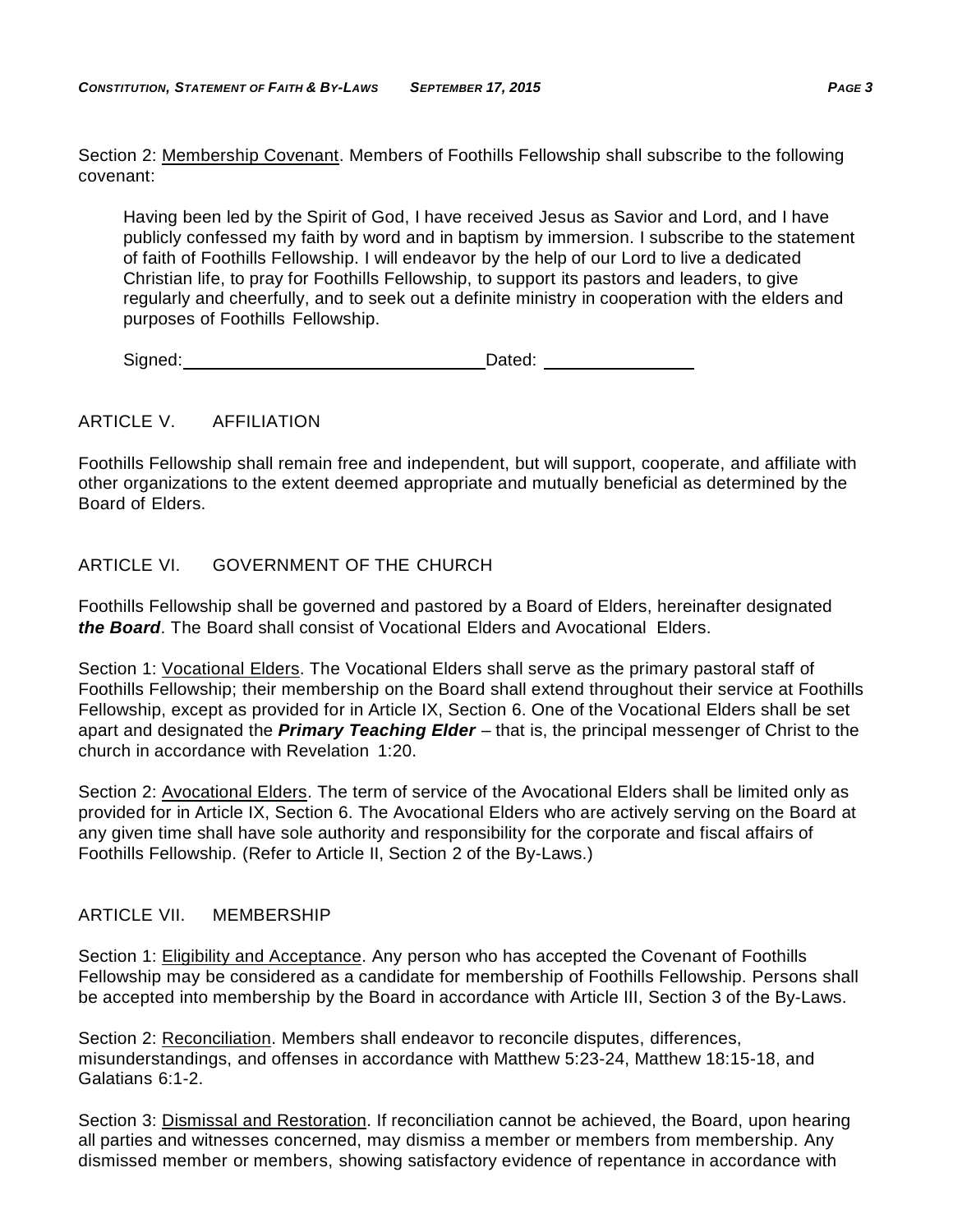Section 2: <u>Membership Covenant</u>. Members of Foothills Fellowship shall subscribe to the following covenant:

> Having been led by the Spirit of God, I have received Jesus as Savior and Lord, and I have publicly confessed my faith by word and in baptism by immersion. I subscribe to the statement of faith of Foothills Fellowship. I will endeavor by the help of our Lord to live a dedicated Christian life, to pray for Foothills Fellowship, to support its pastors and leaders, to give regularly and cheerfully, and to seek out a definite ministry in cooperation with the elders and purposes of Foothills Fellowship.
>
> Signed:\_\_\_\_\_\_\_\_\_\_\_\_\_\_\_\_\_\_\_\_\_\_\_\_\_\_\_\_\_\_\_\_Dated: \_\_\_\_\_\_\_\_\_\_\_\_\_\_\_\_

## ARTICLE V. AFFILIATION

Foothills Fellowship shall remain free and independent, but will support, cooperate, and affiliate with other organizations to the extent deemed appropriate and mutually beneficial as determined by the Board of Elders.

## ARTICLE VI. GOVERNMENT OF THE CHURCH

Foothills Fellowship shall be governed and pastored by a Board of Elders, hereinafter designated ***the Board***. The Board shall consist of Vocational Elders and Avocational Elders.

Section 1: <u>Vocational Elders</u>. The Vocational Elders shall serve as the primary pastoral staff of Foothills Fellowship; their membership on the Board shall extend throughout their service at Foothills Fellowship, except as provided for in Article IX, Section 6. One of the Vocational Elders shall be set apart and designated the ***Primary Teaching Elder*** – that is, the principal messenger of Christ to the church in accordance with Revelation 1:20.

Section 2: <u>Avocational Elders</u>. The term of service of the Avocational Elders shall be limited only as provided for in Article IX, Section 6. The Avocational Elders who are actively serving on the Board at any given time shall have sole authority and responsibility for the corporate and fiscal affairs of Foothills Fellowship. (Refer to Article II, Section 2 of the By-Laws.)

## ARTICLE VII. MEMBERSHIP

Section 1: <u>Eligibility and Acceptance</u>. Any person who has accepted the Covenant of Foothills Fellowship may be considered as a candidate for membership of Foothills Fellowship. Persons shall be accepted into membership by the Board in accordance with Article III, Section 3 of the By-Laws.

Section 2: <u>Reconciliation</u>. Members shall endeavor to reconcile disputes, differences, misunderstandings, and offenses in accordance with Matthew 5:23-24, Matthew 18:15-18, and Galatians 6:1-2.

Section 3: <u>Dismissal and Restoration</u>. If reconciliation cannot be achieved, the Board, upon hearing all parties and witnesses concerned, may dismiss a member or members from membership. Any dismissed member or members, showing satisfactory evidence of repentance in accordance with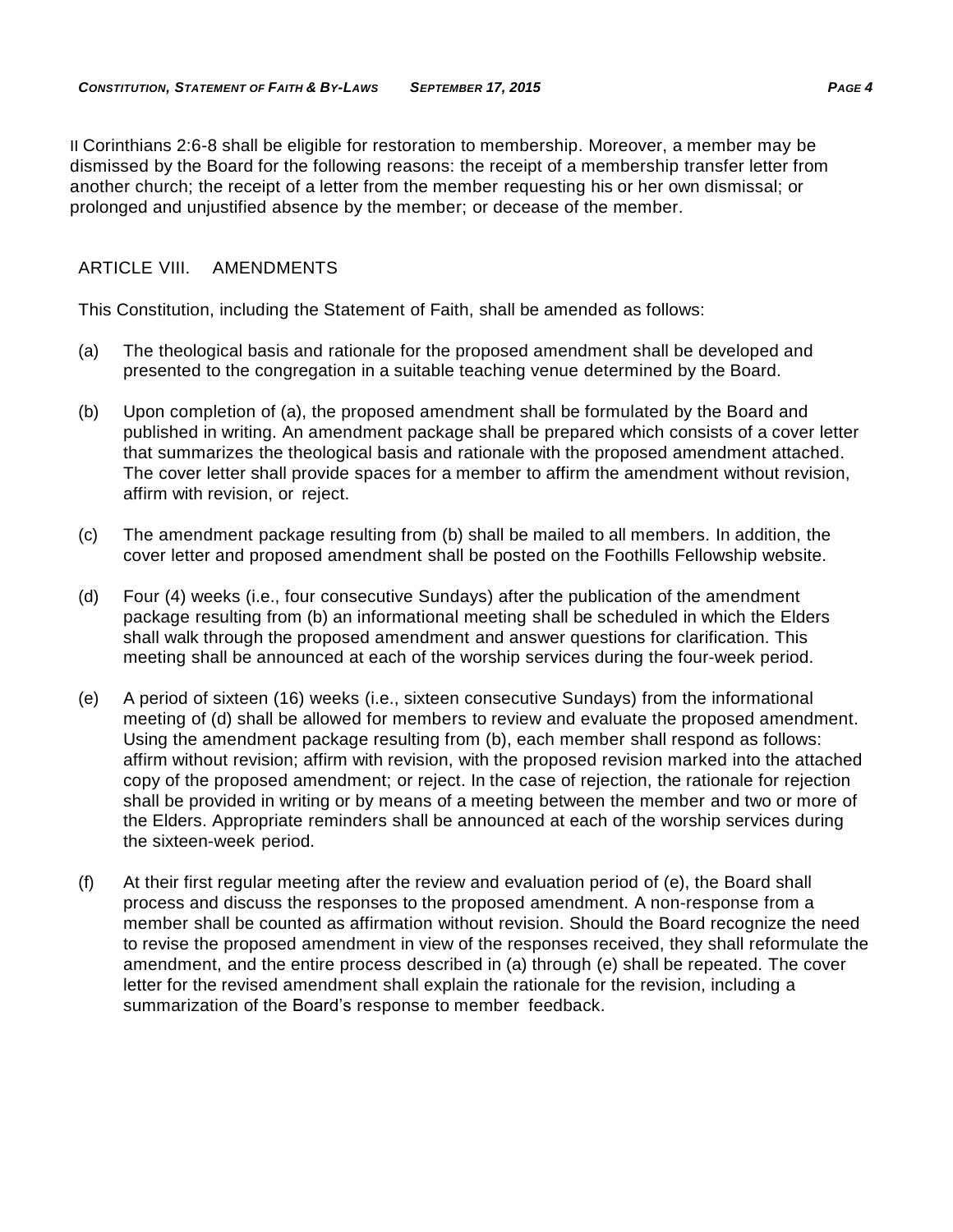II Corinthians 2:6-8 shall be eligible for restoration to membership. Moreover, a member may be dismissed by the Board for the following reasons: the receipt of a membership transfer letter from another church; the receipt of a letter from the member requesting his or her own dismissal; or prolonged and unjustified absence by the member; or decease of the member.

## ARTICLE VIII. AMENDMENTS

This Constitution, including the Statement of Faith, shall be amended as follows:

(a) The theological basis and rationale for the proposed amendment shall be developed and presented to the congregation in a suitable teaching venue determined by the Board.

(b) Upon completion of (a), the proposed amendment shall be formulated by the Board and published in writing. An amendment package shall be prepared which consists of a cover letter that summarizes the theological basis and rationale with the proposed amendment attached. The cover letter shall provide spaces for a member to affirm the amendment without revision, affirm with revision, or reject.

(c) The amendment package resulting from (b) shall be mailed to all members. In addition, the cover letter and proposed amendment shall be posted on the Foothills Fellowship website.

(d) Four (4) weeks (i.e., four consecutive Sundays) after the publication of the amendment package resulting from (b) an informational meeting shall be scheduled in which the Elders shall walk through the proposed amendment and answer questions for clarification. This meeting shall be announced at each of the worship services during the four-week period.

(e) A period of sixteen (16) weeks (i.e., sixteen consecutive Sundays) from the informational meeting of (d) shall be allowed for members to review and evaluate the proposed amendment. Using the amendment package resulting from (b), each member shall respond as follows: affirm without revision; affirm with revision, with the proposed revision marked into the attached copy of the proposed amendment; or reject. In the case of rejection, the rationale for rejection shall be provided in writing or by means of a meeting between the member and two or more of the Elders. Appropriate reminders shall be announced at each of the worship services during the sixteen-week period.

(f) At their first regular meeting after the review and evaluation period of (e), the Board shall process and discuss the responses to the proposed amendment. A non-response from a member shall be counted as affirmation without revision. Should the Board recognize the need to revise the proposed amendment in view of the responses received, they shall reformulate the amendment, and the entire process described in (a) through (e) shall be repeated. The cover letter for the revised amendment shall explain the rationale for the revision, including a summarization of the Board's response to member feedback.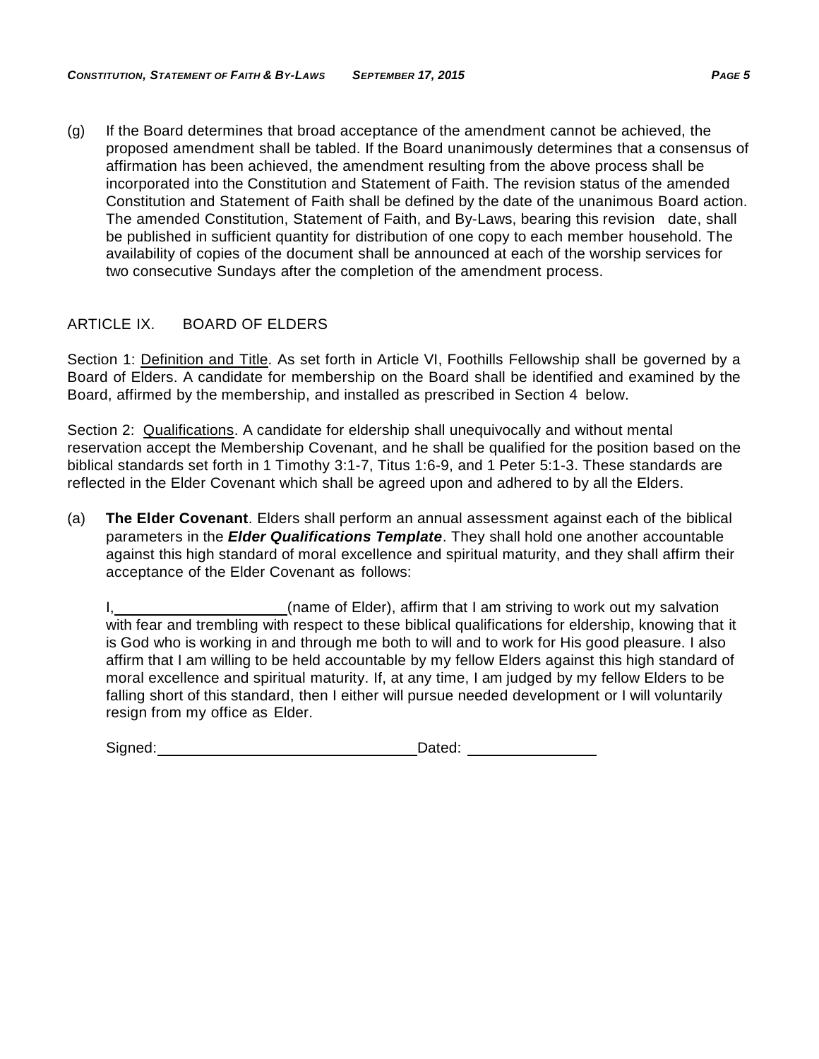(g) If the Board determines that broad acceptance of the amendment cannot be achieved, the proposed amendment shall be tabled. If the Board unanimously determines that a consensus of affirmation has been achieved, the amendment resulting from the above process shall be incorporated into the Constitution and Statement of Faith. The revision status of the amended Constitution and Statement of Faith shall be defined by the date of the unanimous Board action. The amended Constitution, Statement of Faith, and By-Laws, bearing this revision date, shall be published in sufficient quantity for distribution of one copy to each member household. The availability of copies of the document shall be announced at each of the worship services for two consecutive Sundays after the completion of the amendment process.

## ARTICLE IX. BOARD OF ELDERS

Section 1: Definition and Title. As set forth in Article VI, Foothills Fellowship shall be governed by a Board of Elders. A candidate for membership on the Board shall be identified and examined by the Board, affirmed by the membership, and installed as prescribed in Section 4 below.

Section 2: Qualifications. A candidate for eldership shall unequivocally and without mental reservation accept the Membership Covenant, and he shall be qualified for the position based on the biblical standards set forth in 1 Timothy 3:1-7, Titus 1:6-9, and 1 Peter 5:1-3. These standards are reflected in the Elder Covenant which shall be agreed upon and adhered to by all the Elders.

(a) **The Elder Covenant**. Elders shall perform an annual assessment against each of the biblical parameters in the ***Elder Qualifications Template***. They shall hold one another accountable against this high standard of moral excellence and spiritual maturity, and they shall affirm their acceptance of the Elder Covenant as follows:

I, ____________________ (name of Elder), affirm that I am striving to work out my salvation with fear and trembling with respect to these biblical qualifications for eldership, knowing that it is God who is working in and through me both to will and to work for His good pleasure. I also affirm that I am willing to be held accountable by my fellow Elders against this high standard of moral excellence and spiritual maturity. If, at any time, I am judged by my fellow Elders to be falling short of this standard, then I either will pursue needed development or I will voluntarily resign from my office as Elder.

Signed: ______________________________ Dated: ______________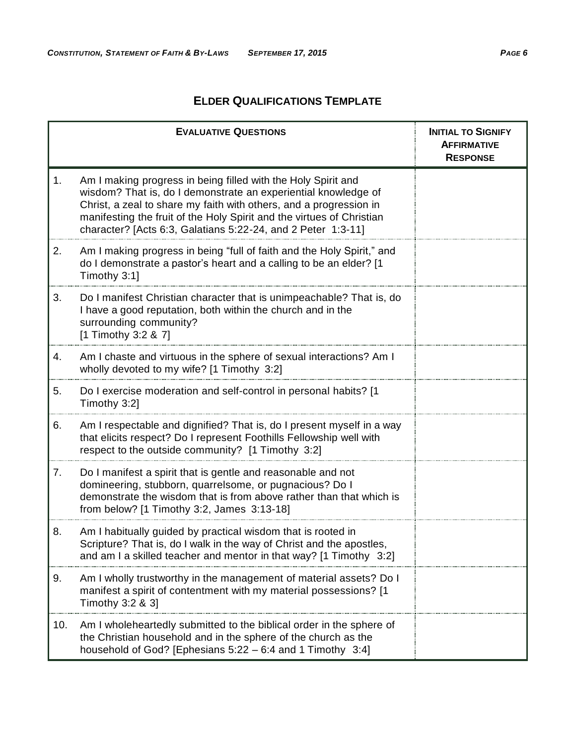## ELDER QUALIFICATIONS TEMPLATE

| | EVALUATIVE QUESTIONS | INITIAL TO SIGNIFY AFFIRMATIVE RESPONSE |
|---|---|---|
| 1. | Am I making progress in being filled with the Holy Spirit and wisdom? That is, do I demonstrate an experiential knowledge of Christ, a zeal to share my faith with others, and a progression in manifesting the fruit of the Holy Spirit and the virtues of Christian character? [Acts 6:3, Galatians 5:22-24, and 2 Peter 1:3-11] | |
| 2. | Am I making progress in being "full of faith and the Holy Spirit," and do I demonstrate a pastor's heart and a calling to be an elder? [1 Timothy 3:1] | |
| 3. | Do I manifest Christian character that is unimpeachable? That is, do I have a good reputation, both within the church and in the surrounding community? [1 Timothy 3:2 & 7] | |
| 4. | Am I chaste and virtuous in the sphere of sexual interactions? Am I wholly devoted to my wife? [1 Timothy 3:2] | |
| 5. | Do I exercise moderation and self-control in personal habits? [1 Timothy 3:2] | |
| 6. | Am I respectable and dignified? That is, do I present myself in a way that elicits respect? Do I represent Foothills Fellowship well with respect to the outside community? [1 Timothy 3:2] | |
| 7. | Do I manifest a spirit that is gentle and reasonable and not domineering, stubborn, quarrelsome, or pugnacious? Do I demonstrate the wisdom that is from above rather than that which is from below? [1 Timothy 3:2, James 3:13-18] | |
| 8. | Am I habitually guided by practical wisdom that is rooted in Scripture? That is, do I walk in the way of Christ and the apostles, and am I a skilled teacher and mentor in that way? [1 Timothy 3:2] | |
| 9. | Am I wholly trustworthy in the management of material assets? Do I manifest a spirit of contentment with my material possessions? [1 Timothy 3:2 & 3] | |
| 10. | Am I wholeheartedly submitted to the biblical order in the sphere of the Christian household and in the sphere of the church as the household of God? [Ephesians 5:22 – 6:4 and 1 Timothy 3:4] | |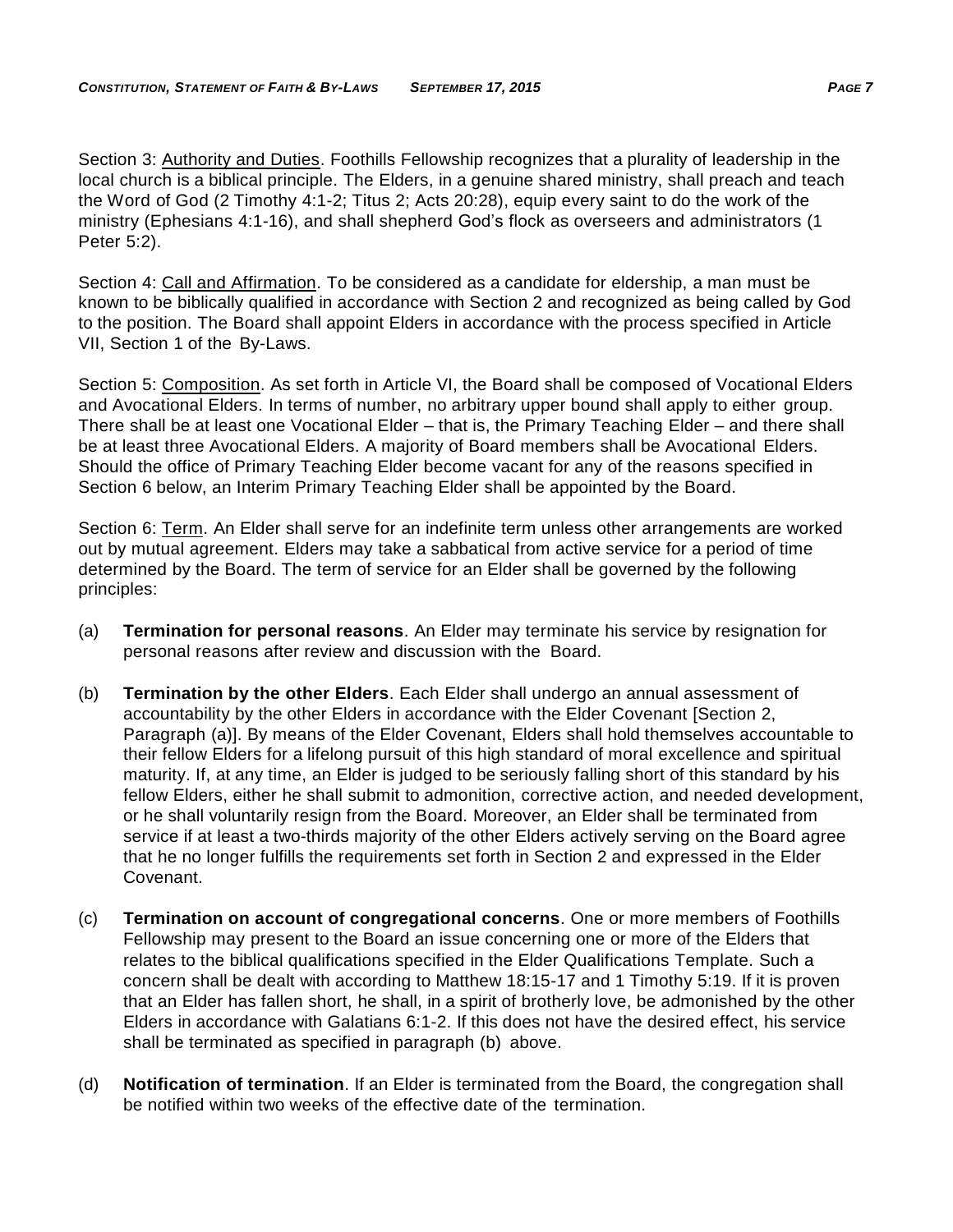Section 3: Authority and Duties. Foothills Fellowship recognizes that a plurality of leadership in the local church is a biblical principle. The Elders, in a genuine shared ministry, shall preach and teach the Word of God (2 Timothy 4:1-2; Titus 2; Acts 20:28), equip every saint to do the work of the ministry (Ephesians 4:1-16), and shall shepherd God's flock as overseers and administrators (1 Peter 5:2).

Section 4: Call and Affirmation. To be considered as a candidate for eldership, a man must be known to be biblically qualified in accordance with Section 2 and recognized as being called by God to the position. The Board shall appoint Elders in accordance with the process specified in Article VII, Section 1 of the By-Laws.

Section 5: Composition. As set forth in Article VI, the Board shall be composed of Vocational Elders and Avocational Elders. In terms of number, no arbitrary upper bound shall apply to either group. There shall be at least one Vocational Elder – that is, the Primary Teaching Elder – and there shall be at least three Avocational Elders. A majority of Board members shall be Avocational Elders. Should the office of Primary Teaching Elder become vacant for any of the reasons specified in Section 6 below, an Interim Primary Teaching Elder shall be appointed by the Board.

Section 6: Term. An Elder shall serve for an indefinite term unless other arrangements are worked out by mutual agreement. Elders may take a sabbatical from active service for a period of time determined by the Board. The term of service for an Elder shall be governed by the following principles:

(a) **Termination for personal reasons**. An Elder may terminate his service by resignation for personal reasons after review and discussion with the Board.

(b) **Termination by the other Elders**. Each Elder shall undergo an annual assessment of accountability by the other Elders in accordance with the Elder Covenant [Section 2, Paragraph (a)]. By means of the Elder Covenant, Elders shall hold themselves accountable to their fellow Elders for a lifelong pursuit of this high standard of moral excellence and spiritual maturity. If, at any time, an Elder is judged to be seriously falling short of this standard by his fellow Elders, either he shall submit to admonition, corrective action, and needed development, or he shall voluntarily resign from the Board. Moreover, an Elder shall be terminated from service if at least a two-thirds majority of the other Elders actively serving on the Board agree that he no longer fulfills the requirements set forth in Section 2 and expressed in the Elder Covenant.

(c) **Termination on account of congregational concerns**. One or more members of Foothills Fellowship may present to the Board an issue concerning one or more of the Elders that relates to the biblical qualifications specified in the Elder Qualifications Template. Such a concern shall be dealt with according to Matthew 18:15-17 and 1 Timothy 5:19. If it is proven that an Elder has fallen short, he shall, in a spirit of brotherly love, be admonished by the other Elders in accordance with Galatians 6:1-2. If this does not have the desired effect, his service shall be terminated as specified in paragraph (b) above.

(d) **Notification of termination**. If an Elder is terminated from the Board, the congregation shall be notified within two weeks of the effective date of the termination.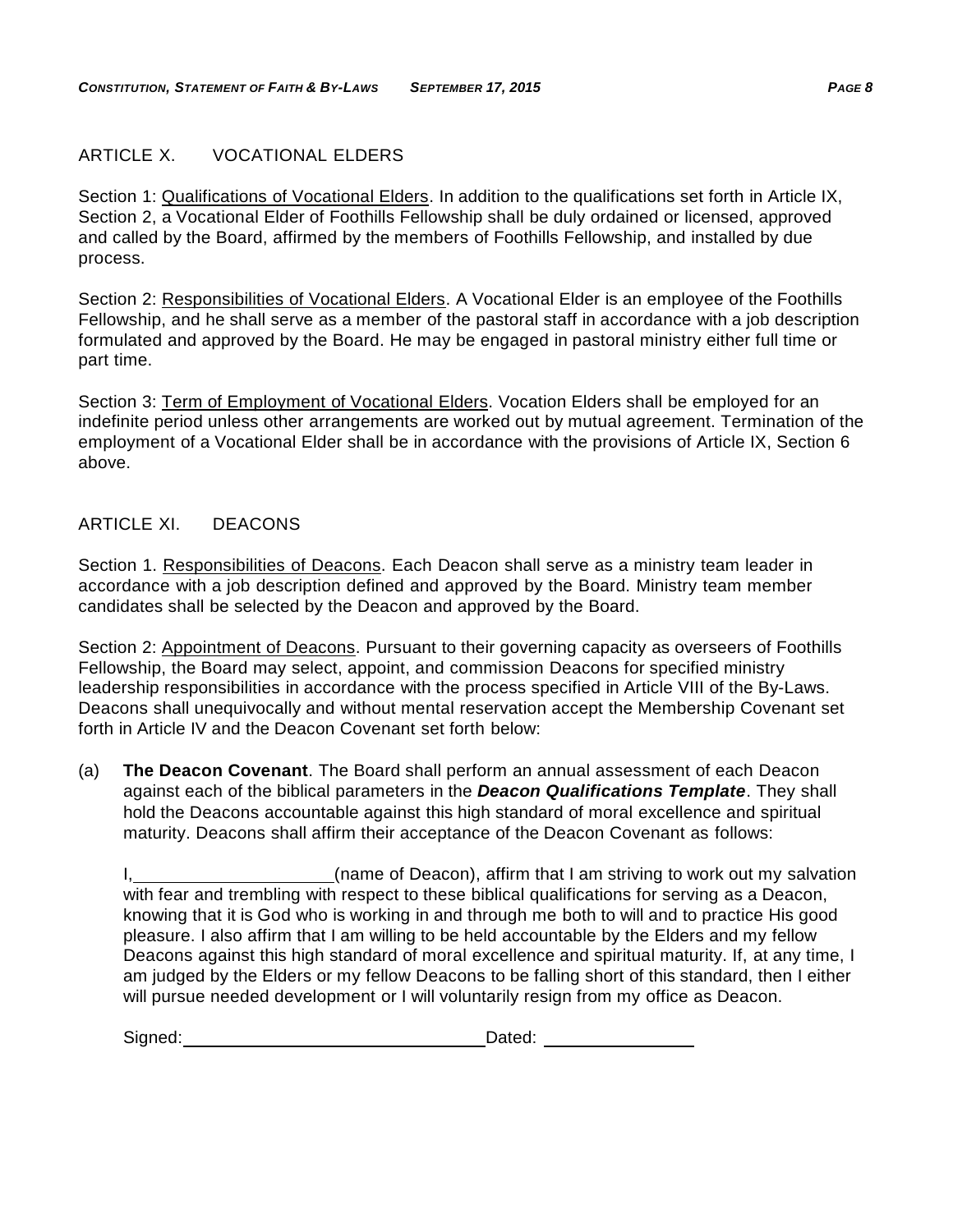## ARTICLE X. VOCATIONAL ELDERS

Section 1: Qualifications of Vocational Elders. In addition to the qualifications set forth in Article IX, Section 2, a Vocational Elder of Foothills Fellowship shall be duly ordained or licensed, approved and called by the Board, affirmed by the members of Foothills Fellowship, and installed by due process.

Section 2: Responsibilities of Vocational Elders. A Vocational Elder is an employee of the Foothills Fellowship, and he shall serve as a member of the pastoral staff in accordance with a job description formulated and approved by the Board. He may be engaged in pastoral ministry either full time or part time.

Section 3: Term of Employment of Vocational Elders. Vocation Elders shall be employed for an indefinite period unless other arrangements are worked out by mutual agreement. Termination of the employment of a Vocational Elder shall be in accordance with the provisions of Article IX, Section 6 above.

## ARTICLE XI. DEACONS

Section 1. Responsibilities of Deacons. Each Deacon shall serve as a ministry team leader in accordance with a job description defined and approved by the Board. Ministry team member candidates shall be selected by the Deacon and approved by the Board.

Section 2: Appointment of Deacons. Pursuant to their governing capacity as overseers of Foothills Fellowship, the Board may select, appoint, and commission Deacons for specified ministry leadership responsibilities in accordance with the process specified in Article VIII of the By-Laws. Deacons shall unequivocally and without mental reservation accept the Membership Covenant set forth in Article IV and the Deacon Covenant set forth below:

(a) **The Deacon Covenant**. The Board shall perform an annual assessment of each Deacon against each of the biblical parameters in the ***Deacon Qualifications Template***. They shall hold the Deacons accountable against this high standard of moral excellence and spiritual maturity. Deacons shall affirm their acceptance of the Deacon Covenant as follows:

I, ____________________ (name of Deacon), affirm that I am striving to work out my salvation with fear and trembling with respect to these biblical qualifications for serving as a Deacon, knowing that it is God who is working in and through me both to will and to practice His good pleasure. I also affirm that I am willing to be held accountable by the Elders and my fellow Deacons against this high standard of moral excellence and spiritual maturity. If, at any time, I am judged by the Elders or my fellow Deacons to be falling short of this standard, then I either will pursue needed development or I will voluntarily resign from my office as Deacon.

Signed: ________________________________ Dated: ________________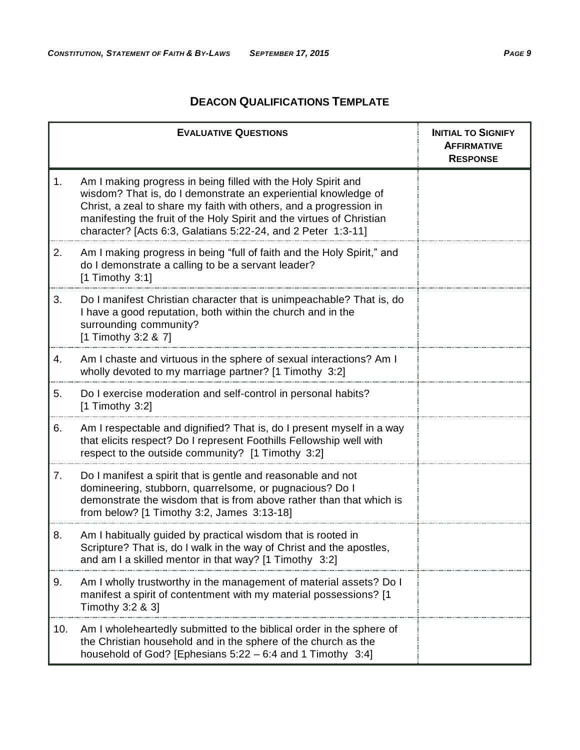## DEACON QUALIFICATIONS TEMPLATE

| | EVALUATIVE QUESTIONS | INITIAL TO SIGNIFY AFFIRMATIVE RESPONSE |
|---|---|---|
| 1. | Am I making progress in being filled with the Holy Spirit and wisdom? That is, do I demonstrate an experiential knowledge of Christ, a zeal to share my faith with others, and a progression in manifesting the fruit of the Holy Spirit and the virtues of Christian character? [Acts 6:3, Galatians 5:22-24, and 2 Peter 1:3-11] | |
| 2. | Am I making progress in being "full of faith and the Holy Spirit," and do I demonstrate a calling to be a servant leader? [1 Timothy 3:1] | |
| 3. | Do I manifest Christian character that is unimpeachable? That is, do I have a good reputation, both within the church and in the surrounding community? [1 Timothy 3:2 & 7] | |
| 4. | Am I chaste and virtuous in the sphere of sexual interactions? Am I wholly devoted to my marriage partner? [1 Timothy 3:2] | |
| 5. | Do I exercise moderation and self-control in personal habits? [1 Timothy 3:2] | |
| 6. | Am I respectable and dignified? That is, do I present myself in a way that elicits respect? Do I represent Foothills Fellowship well with respect to the outside community? [1 Timothy 3:2] | |
| 7. | Do I manifest a spirit that is gentle and reasonable and not domineering, stubborn, quarrelsome, or pugnacious? Do I demonstrate the wisdom that is from above rather than that which is from below? [1 Timothy 3:2, James 3:13-18] | |
| 8. | Am I habitually guided by practical wisdom that is rooted in Scripture? That is, do I walk in the way of Christ and the apostles, and am I a skilled mentor in that way? [1 Timothy 3:2] | |
| 9. | Am I wholly trustworthy in the management of material assets? Do I manifest a spirit of contentment with my material possessions? [1 Timothy 3:2 & 3] | |
| 10. | Am I wholeheartedly submitted to the biblical order in the sphere of the Christian household and in the sphere of the church as the household of God? [Ephesians 5:22 – 6:4 and 1 Timothy 3:4] | |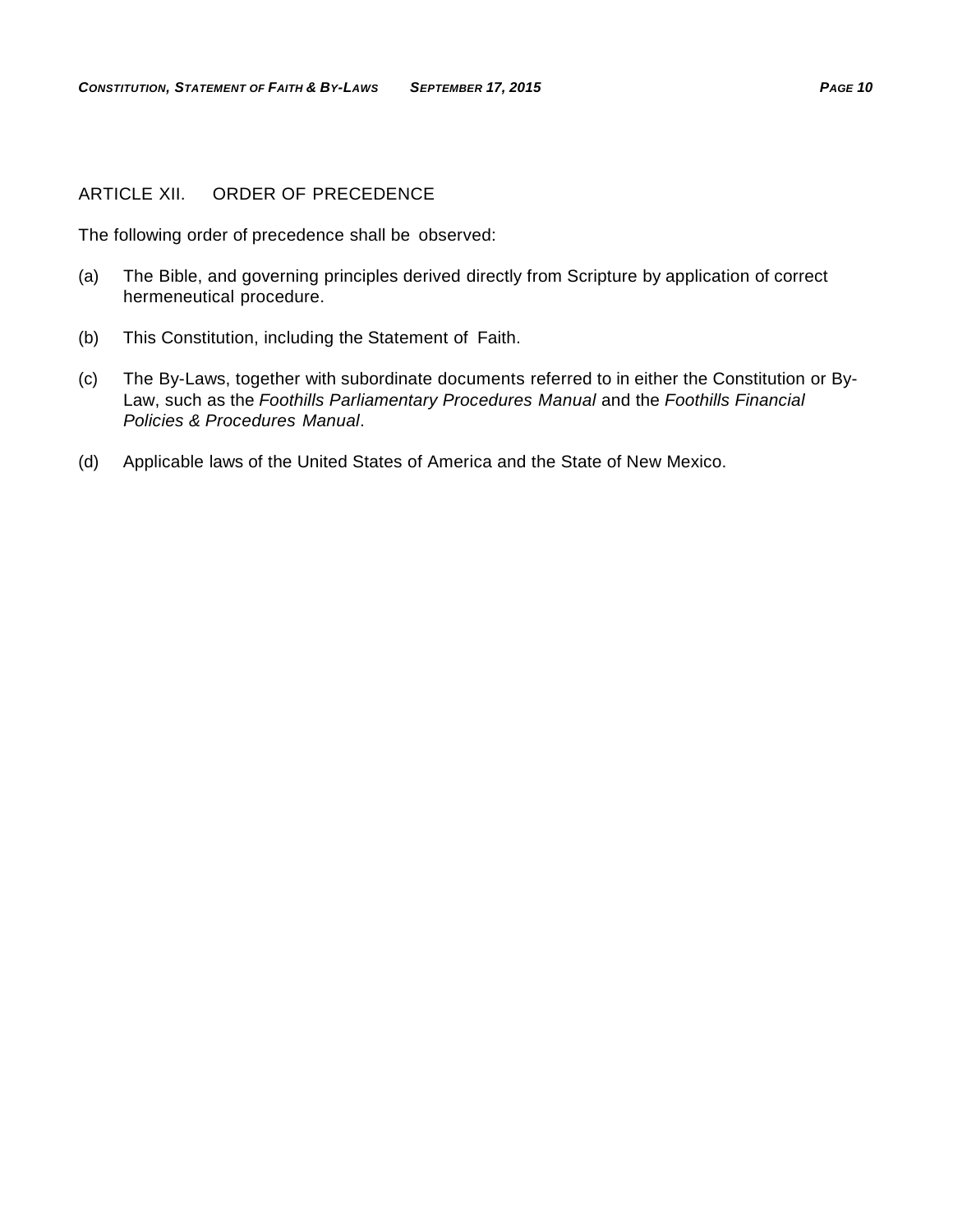## ARTICLE XII. ORDER OF PRECEDENCE

The following order of precedence shall be observed:

(a) The Bible, and governing principles derived directly from Scripture by application of correct hermeneutical procedure.

(b) This Constitution, including the Statement of Faith.

(c) The By-Laws, together with subordinate documents referred to in either the Constitution or By-Law, such as the *Foothills Parliamentary Procedures Manual* and the *Foothills Financial Policies & Procedures Manual*.

(d) Applicable laws of the United States of America and the State of New Mexico.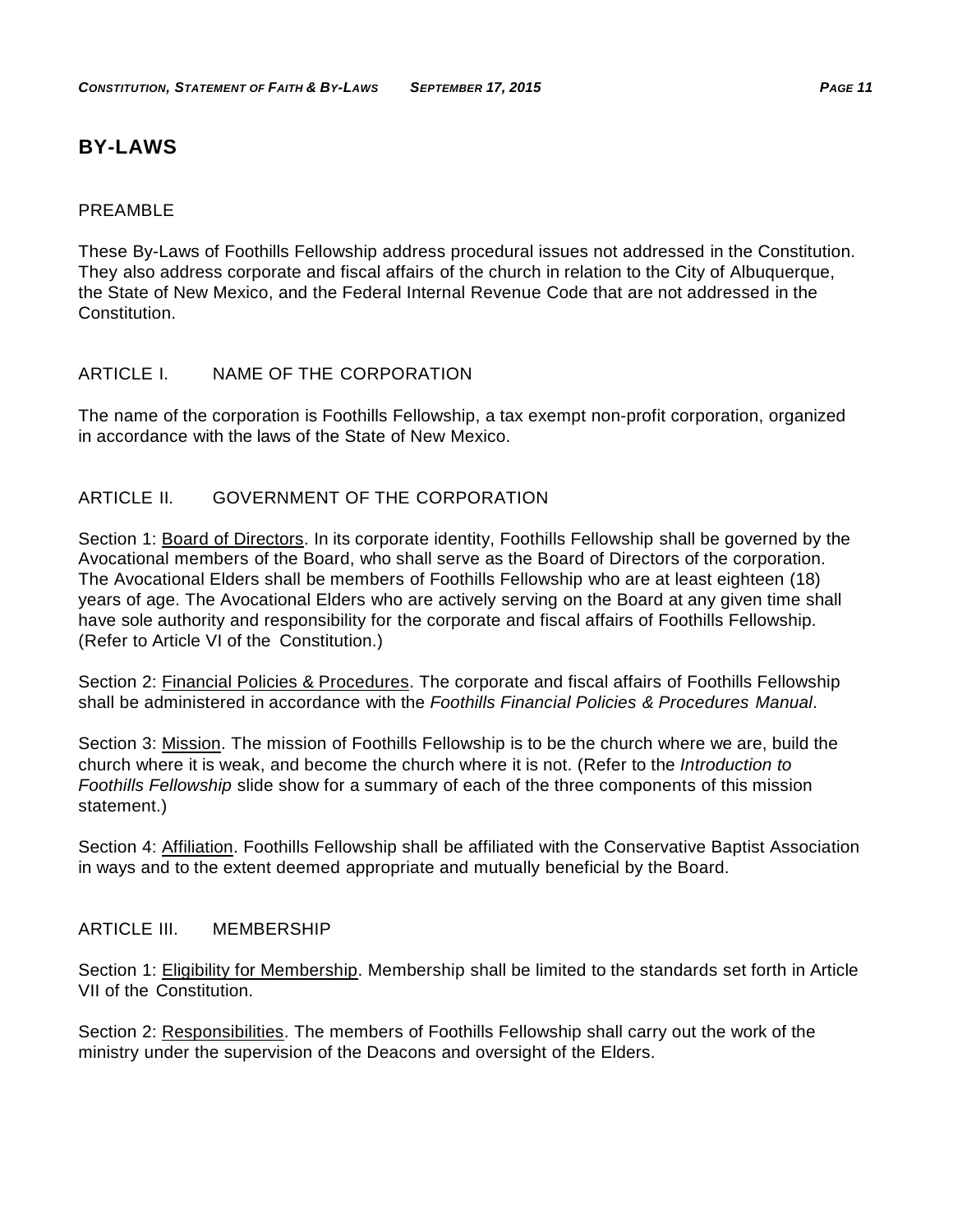# BY-LAWS

## PREAMBLE

These By-Laws of Foothills Fellowship address procedural issues not addressed in the Constitution. They also address corporate and fiscal affairs of the church in relation to the City of Albuquerque, the State of New Mexico, and the Federal Internal Revenue Code that are not addressed in the Constitution.

## ARTICLE I. NAME OF THE CORPORATION

The name of the corporation is Foothills Fellowship, a tax exempt non-profit corporation, organized in accordance with the laws of the State of New Mexico.

## ARTICLE II. GOVERNMENT OF THE CORPORATION

Section 1: Board of Directors. In its corporate identity, Foothills Fellowship shall be governed by the Avocational members of the Board, who shall serve as the Board of Directors of the corporation. The Avocational Elders shall be members of Foothills Fellowship who are at least eighteen (18) years of age. The Avocational Elders who are actively serving on the Board at any given time shall have sole authority and responsibility for the corporate and fiscal affairs of Foothills Fellowship. (Refer to Article VI of the Constitution.)

Section 2: Financial Policies & Procedures. The corporate and fiscal affairs of Foothills Fellowship shall be administered in accordance with the *Foothills Financial Policies & Procedures Manual*.

Section 3: Mission. The mission of Foothills Fellowship is to be the church where we are, build the church where it is weak, and become the church where it is not. (Refer to the *Introduction to Foothills Fellowship* slide show for a summary of each of the three components of this mission statement.)

Section 4: Affiliation. Foothills Fellowship shall be affiliated with the Conservative Baptist Association in ways and to the extent deemed appropriate and mutually beneficial by the Board.

## ARTICLE III. MEMBERSHIP

Section 1: Eligibility for Membership. Membership shall be limited to the standards set forth in Article VII of the Constitution.

Section 2: Responsibilities. The members of Foothills Fellowship shall carry out the work of the ministry under the supervision of the Deacons and oversight of the Elders.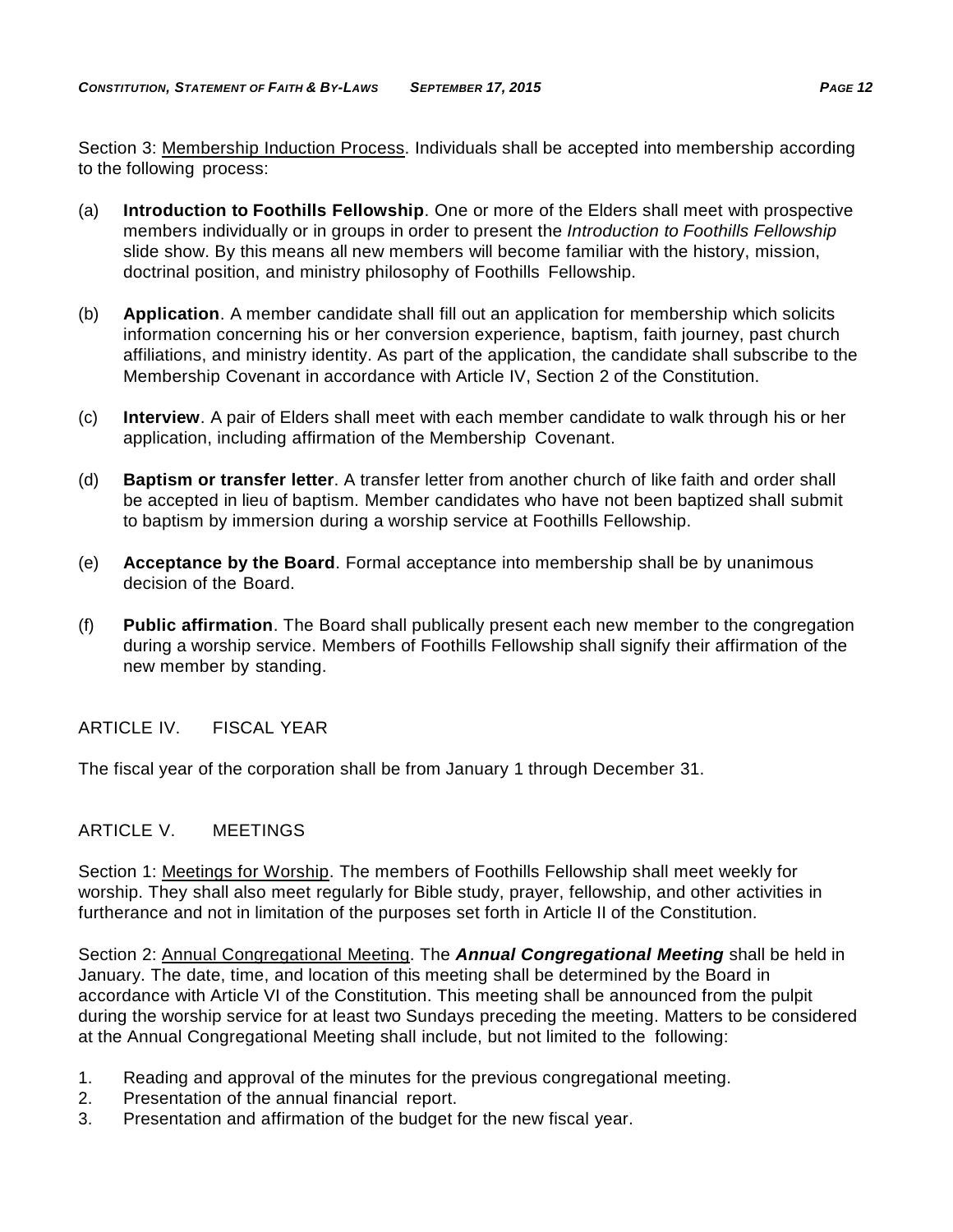Section 3: Membership Induction Process. Individuals shall be accepted into membership according to the following process:

(a) **Introduction to Foothills Fellowship**. One or more of the Elders shall meet with prospective members individually or in groups in order to present the *Introduction to Foothills Fellowship* slide show. By this means all new members will become familiar with the history, mission, doctrinal position, and ministry philosophy of Foothills Fellowship.

(b) **Application**. A member candidate shall fill out an application for membership which solicits information concerning his or her conversion experience, baptism, faith journey, past church affiliations, and ministry identity. As part of the application, the candidate shall subscribe to the Membership Covenant in accordance with Article IV, Section 2 of the Constitution.

(c) **Interview**. A pair of Elders shall meet with each member candidate to walk through his or her application, including affirmation of the Membership Covenant.

(d) **Baptism or transfer letter**. A transfer letter from another church of like faith and order shall be accepted in lieu of baptism. Member candidates who have not been baptized shall submit to baptism by immersion during a worship service at Foothills Fellowship.

(e) **Acceptance by the Board**. Formal acceptance into membership shall be by unanimous decision of the Board.

(f) **Public affirmation**. The Board shall publically present each new member to the congregation during a worship service. Members of Foothills Fellowship shall signify their affirmation of the new member by standing.

## ARTICLE IV. FISCAL YEAR

The fiscal year of the corporation shall be from January 1 through December 31.

## ARTICLE V. MEETINGS

Section 1: Meetings for Worship. The members of Foothills Fellowship shall meet weekly for worship. They shall also meet regularly for Bible study, prayer, fellowship, and other activities in furtherance and not in limitation of the purposes set forth in Article II of the Constitution.

Section 2: Annual Congregational Meeting. The ***Annual Congregational Meeting*** shall be held in January. The date, time, and location of this meeting shall be determined by the Board in accordance with Article VI of the Constitution. This meeting shall be announced from the pulpit during the worship service for at least two Sundays preceding the meeting. Matters to be considered at the Annual Congregational Meeting shall include, but not limited to the following:

1. Reading and approval of the minutes for the previous congregational meeting.
2. Presentation of the annual financial report.
3. Presentation and affirmation of the budget for the new fiscal year.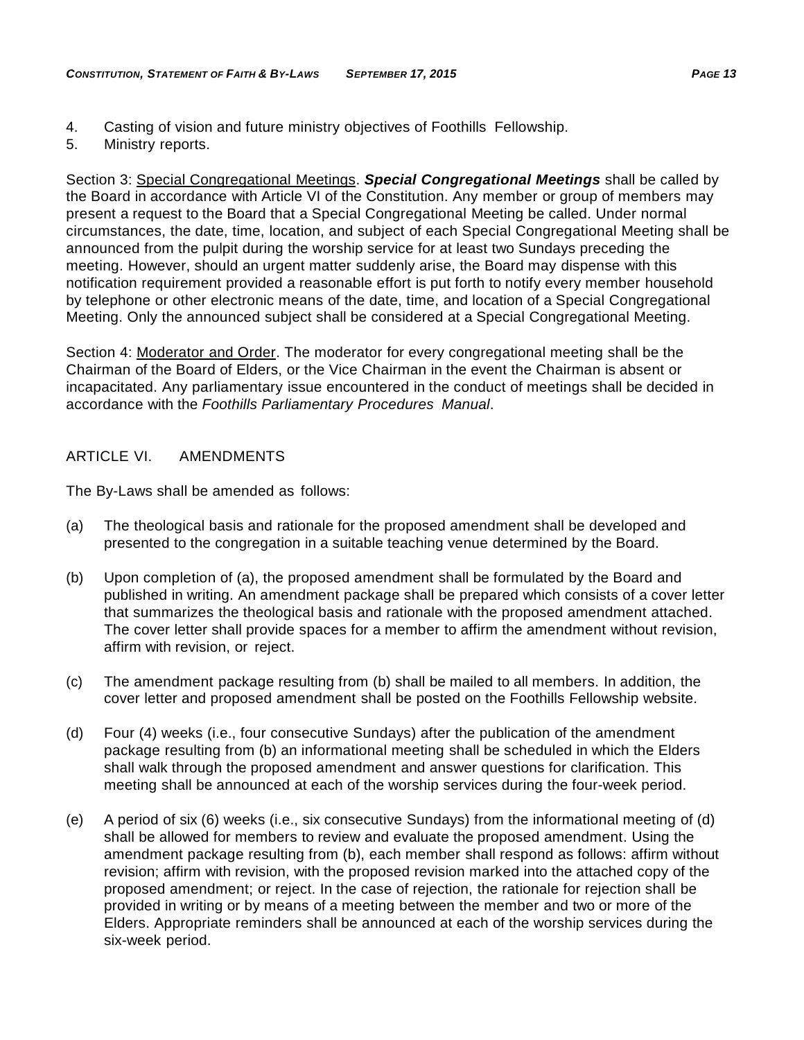4. Casting of vision and future ministry objectives of Foothills Fellowship.
5. Ministry reports.

Section 3: Special Congregational Meetings. ***Special Congregational Meetings*** shall be called by the Board in accordance with Article VI of the Constitution. Any member or group of members may present a request to the Board that a Special Congregational Meeting be called. Under normal circumstances, the date, time, location, and subject of each Special Congregational Meeting shall be announced from the pulpit during the worship service for at least two Sundays preceding the meeting. However, should an urgent matter suddenly arise, the Board may dispense with this notification requirement provided a reasonable effort is put forth to notify every member household by telephone or other electronic means of the date, time, and location of a Special Congregational Meeting. Only the announced subject shall be considered at a Special Congregational Meeting.

Section 4: Moderator and Order. The moderator for every congregational meeting shall be the Chairman of the Board of Elders, or the Vice Chairman in the event the Chairman is absent or incapacitated. Any parliamentary issue encountered in the conduct of meetings shall be decided in accordance with the *Foothills Parliamentary Procedures Manual*.

## ARTICLE VI. AMENDMENTS

The By-Laws shall be amended as follows:

(a) The theological basis and rationale for the proposed amendment shall be developed and presented to the congregation in a suitable teaching venue determined by the Board.

(b) Upon completion of (a), the proposed amendment shall be formulated by the Board and published in writing. An amendment package shall be prepared which consists of a cover letter that summarizes the theological basis and rationale with the proposed amendment attached. The cover letter shall provide spaces for a member to affirm the amendment without revision, affirm with revision, or reject.

(c) The amendment package resulting from (b) shall be mailed to all members. In addition, the cover letter and proposed amendment shall be posted on the Foothills Fellowship website.

(d) Four (4) weeks (i.e., four consecutive Sundays) after the publication of the amendment package resulting from (b) an informational meeting shall be scheduled in which the Elders shall walk through the proposed amendment and answer questions for clarification. This meeting shall be announced at each of the worship services during the four-week period.

(e) A period of six (6) weeks (i.e., six consecutive Sundays) from the informational meeting of (d) shall be allowed for members to review and evaluate the proposed amendment. Using the amendment package resulting from (b), each member shall respond as follows: affirm without revision; affirm with revision, with the proposed revision marked into the attached copy of the proposed amendment; or reject. In the case of rejection, the rationale for rejection shall be provided in writing or by means of a meeting between the member and two or more of the Elders. Appropriate reminders shall be announced at each of the worship services during the six-week period.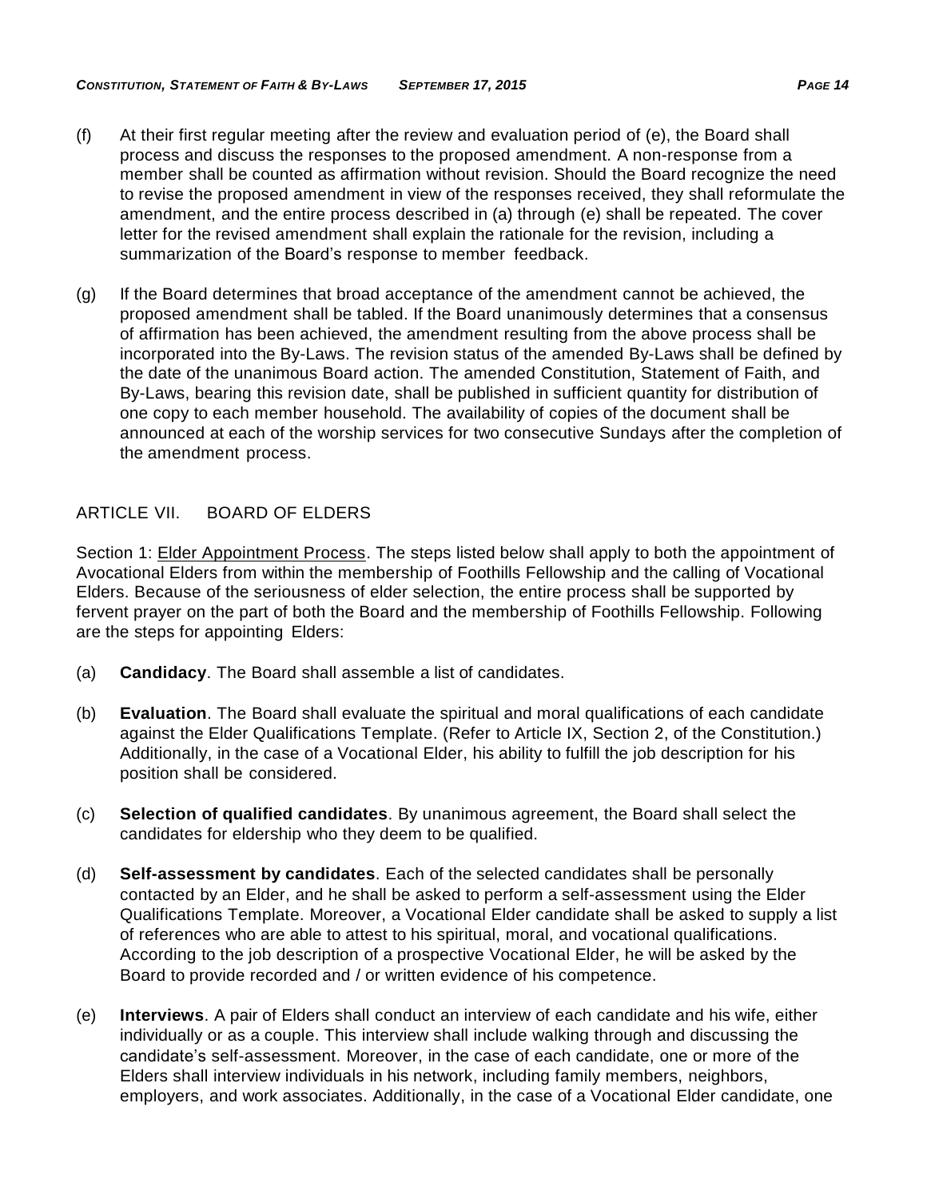(f) At their first regular meeting after the review and evaluation period of (e), the Board shall process and discuss the responses to the proposed amendment. A non-response from a member shall be counted as affirmation without revision. Should the Board recognize the need to revise the proposed amendment in view of the responses received, they shall reformulate the amendment, and the entire process described in (a) through (e) shall be repeated. The cover letter for the revised amendment shall explain the rationale for the revision, including a summarization of the Board's response to member feedback.

(g) If the Board determines that broad acceptance of the amendment cannot be achieved, the proposed amendment shall be tabled. If the Board unanimously determines that a consensus of affirmation has been achieved, the amendment resulting from the above process shall be incorporated into the By-Laws. The revision status of the amended By-Laws shall be defined by the date of the unanimous Board action. The amended Constitution, Statement of Faith, and By-Laws, bearing this revision date, shall be published in sufficient quantity for distribution of one copy to each member household. The availability of copies of the document shall be announced at each of the worship services for two consecutive Sundays after the completion of the amendment process.

## ARTICLE VII. BOARD OF ELDERS

Section 1: Elder Appointment Process. The steps listed below shall apply to both the appointment of Avocational Elders from within the membership of Foothills Fellowship and the calling of Vocational Elders. Because of the seriousness of elder selection, the entire process shall be supported by fervent prayer on the part of both the Board and the membership of Foothills Fellowship. Following are the steps for appointing Elders:

(a) **Candidacy**. The Board shall assemble a list of candidates.

(b) **Evaluation**. The Board shall evaluate the spiritual and moral qualifications of each candidate against the Elder Qualifications Template. (Refer to Article IX, Section 2, of the Constitution.) Additionally, in the case of a Vocational Elder, his ability to fulfill the job description for his position shall be considered.

(c) **Selection of qualified candidates**. By unanimous agreement, the Board shall select the candidates for eldership who they deem to be qualified.

(d) **Self-assessment by candidates**. Each of the selected candidates shall be personally contacted by an Elder, and he shall be asked to perform a self-assessment using the Elder Qualifications Template. Moreover, a Vocational Elder candidate shall be asked to supply a list of references who are able to attest to his spiritual, moral, and vocational qualifications. According to the job description of a prospective Vocational Elder, he will be asked by the Board to provide recorded and / or written evidence of his competence.

(e) **Interviews**. A pair of Elders shall conduct an interview of each candidate and his wife, either individually or as a couple. This interview shall include walking through and discussing the candidate's self-assessment. Moreover, in the case of each candidate, one or more of the Elders shall interview individuals in his network, including family members, neighbors, employers, and work associates. Additionally, in the case of a Vocational Elder candidate, one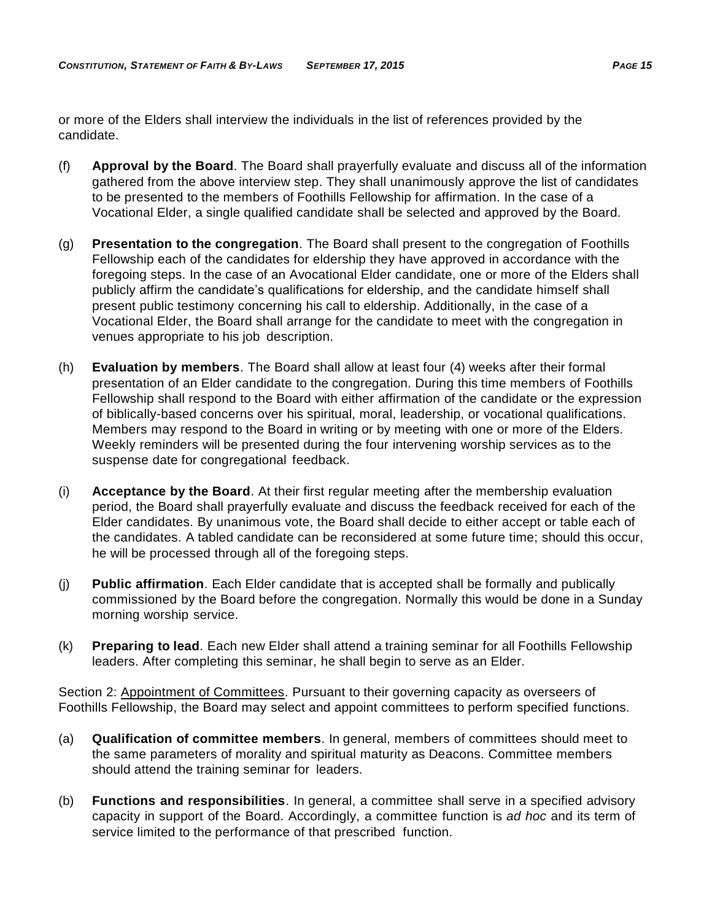or more of the Elders shall interview the individuals in the list of references provided by the candidate.

(f) **Approval by the Board**. The Board shall prayerfully evaluate and discuss all of the information gathered from the above interview step. They shall unanimously approve the list of candidates to be presented to the members of Foothills Fellowship for affirmation. In the case of a Vocational Elder, a single qualified candidate shall be selected and approved by the Board.

(g) **Presentation to the congregation**. The Board shall present to the congregation of Foothills Fellowship each of the candidates for eldership they have approved in accordance with the foregoing steps. In the case of an Avocational Elder candidate, one or more of the Elders shall publicly affirm the candidate's qualifications for eldership, and the candidate himself shall present public testimony concerning his call to eldership. Additionally, in the case of a Vocational Elder, the Board shall arrange for the candidate to meet with the congregation in venues appropriate to his job description.

(h) **Evaluation by members**. The Board shall allow at least four (4) weeks after their formal presentation of an Elder candidate to the congregation. During this time members of Foothills Fellowship shall respond to the Board with either affirmation of the candidate or the expression of biblically-based concerns over his spiritual, moral, leadership, or vocational qualifications. Members may respond to the Board in writing or by meeting with one or more of the Elders. Weekly reminders will be presented during the four intervening worship services as to the suspense date for congregational feedback.

(i) **Acceptance by the Board**. At their first regular meeting after the membership evaluation period, the Board shall prayerfully evaluate and discuss the feedback received for each of the Elder candidates. By unanimous vote, the Board shall decide to either accept or table each of the candidates. A tabled candidate can be reconsidered at some future time; should this occur, he will be processed through all of the foregoing steps.

(j) **Public affirmation**. Each Elder candidate that is accepted shall be formally and publically commissioned by the Board before the congregation. Normally this would be done in a Sunday morning worship service.

(k) **Preparing to lead**. Each new Elder shall attend a training seminar for all Foothills Fellowship leaders. After completing this seminar, he shall begin to serve as an Elder.

Section 2: Appointment of Committees. Pursuant to their governing capacity as overseers of Foothills Fellowship, the Board may select and appoint committees to perform specified functions.

(a) **Qualification of committee members**. In general, members of committees should meet to the same parameters of morality and spiritual maturity as Deacons. Committee members should attend the training seminar for leaders.

(b) **Functions and responsibilities**. In general, a committee shall serve in a specified advisory capacity in support of the Board. Accordingly, a committee function is *ad hoc* and its term of service limited to the performance of that prescribed function.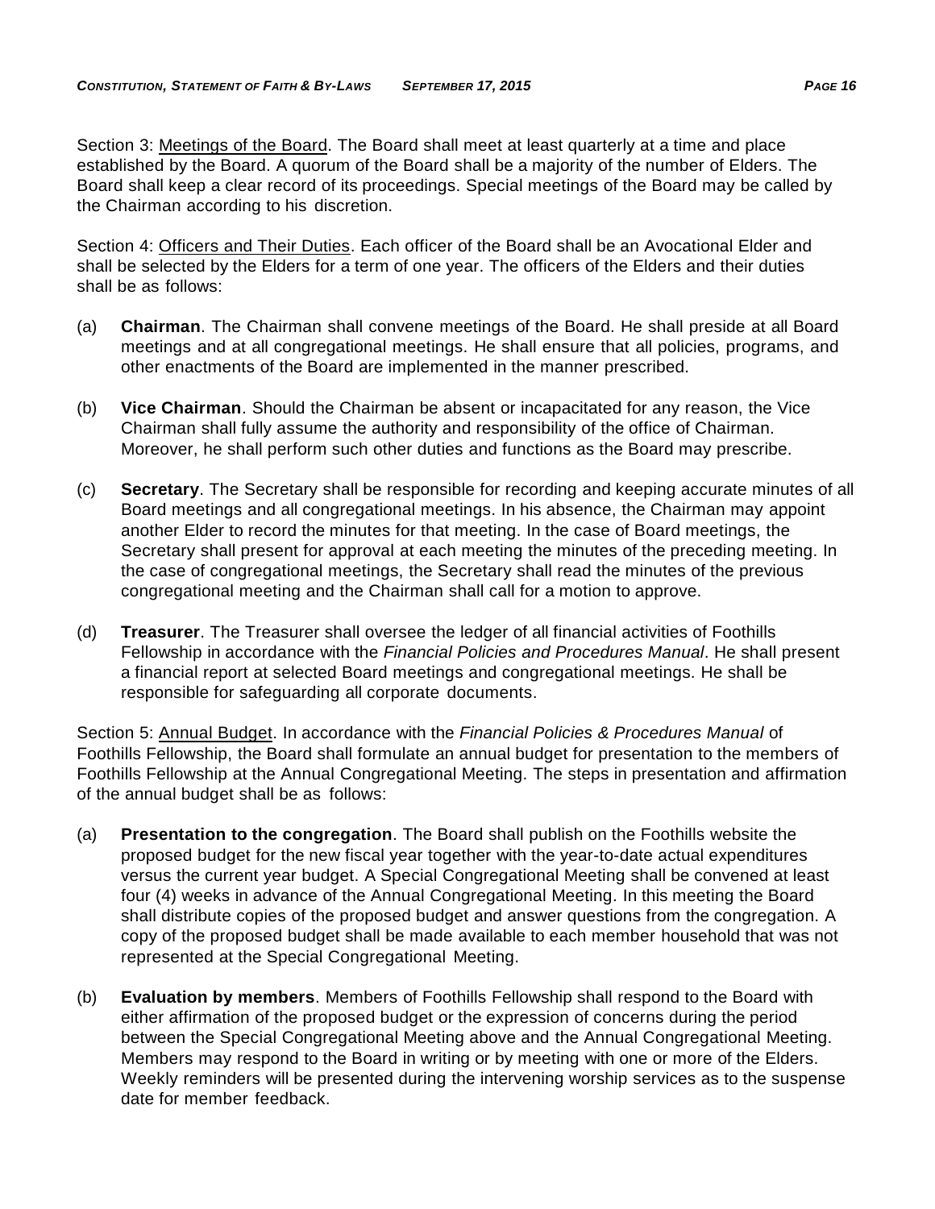Section 3: <u>Meetings of the Board</u>. The Board shall meet at least quarterly at a time and place established by the Board. A quorum of the Board shall be a majority of the number of Elders. The Board shall keep a clear record of its proceedings. Special meetings of the Board may be called by the Chairman according to his discretion.

Section 4: <u>Officers and Their Duties</u>. Each officer of the Board shall be an Avocational Elder and shall be selected by the Elders for a term of one year. The officers of the Elders and their duties shall be as follows:

(a) **Chairman**. The Chairman shall convene meetings of the Board. He shall preside at all Board meetings and at all congregational meetings. He shall ensure that all policies, programs, and other enactments of the Board are implemented in the manner prescribed.

(b) **Vice Chairman**. Should the Chairman be absent or incapacitated for any reason, the Vice Chairman shall fully assume the authority and responsibility of the office of Chairman. Moreover, he shall perform such other duties and functions as the Board may prescribe.

(c) **Secretary**. The Secretary shall be responsible for recording and keeping accurate minutes of all Board meetings and all congregational meetings. In his absence, the Chairman may appoint another Elder to record the minutes for that meeting. In the case of Board meetings, the Secretary shall present for approval at each meeting the minutes of the preceding meeting. In the case of congregational meetings, the Secretary shall read the minutes of the previous congregational meeting and the Chairman shall call for a motion to approve.

(d) **Treasurer**. The Treasurer shall oversee the ledger of all financial activities of Foothills Fellowship in accordance with the *Financial Policies and Procedures Manual*. He shall present a financial report at selected Board meetings and congregational meetings. He shall be responsible for safeguarding all corporate documents.

Section 5: <u>Annual Budget</u>. In accordance with the *Financial Policies & Procedures Manual* of Foothills Fellowship, the Board shall formulate an annual budget for presentation to the members of Foothills Fellowship at the Annual Congregational Meeting. The steps in presentation and affirmation of the annual budget shall be as follows:

(a) **Presentation to the congregation**. The Board shall publish on the Foothills website the proposed budget for the new fiscal year together with the year-to-date actual expenditures versus the current year budget. A Special Congregational Meeting shall be convened at least four (4) weeks in advance of the Annual Congregational Meeting. In this meeting the Board shall distribute copies of the proposed budget and answer questions from the congregation. A copy of the proposed budget shall be made available to each member household that was not represented at the Special Congregational Meeting.

(b) **Evaluation by members**. Members of Foothills Fellowship shall respond to the Board with either affirmation of the proposed budget or the expression of concerns during the period between the Special Congregational Meeting above and the Annual Congregational Meeting. Members may respond to the Board in writing or by meeting with one or more of the Elders. Weekly reminders will be presented during the intervening worship services as to the suspense date for member feedback.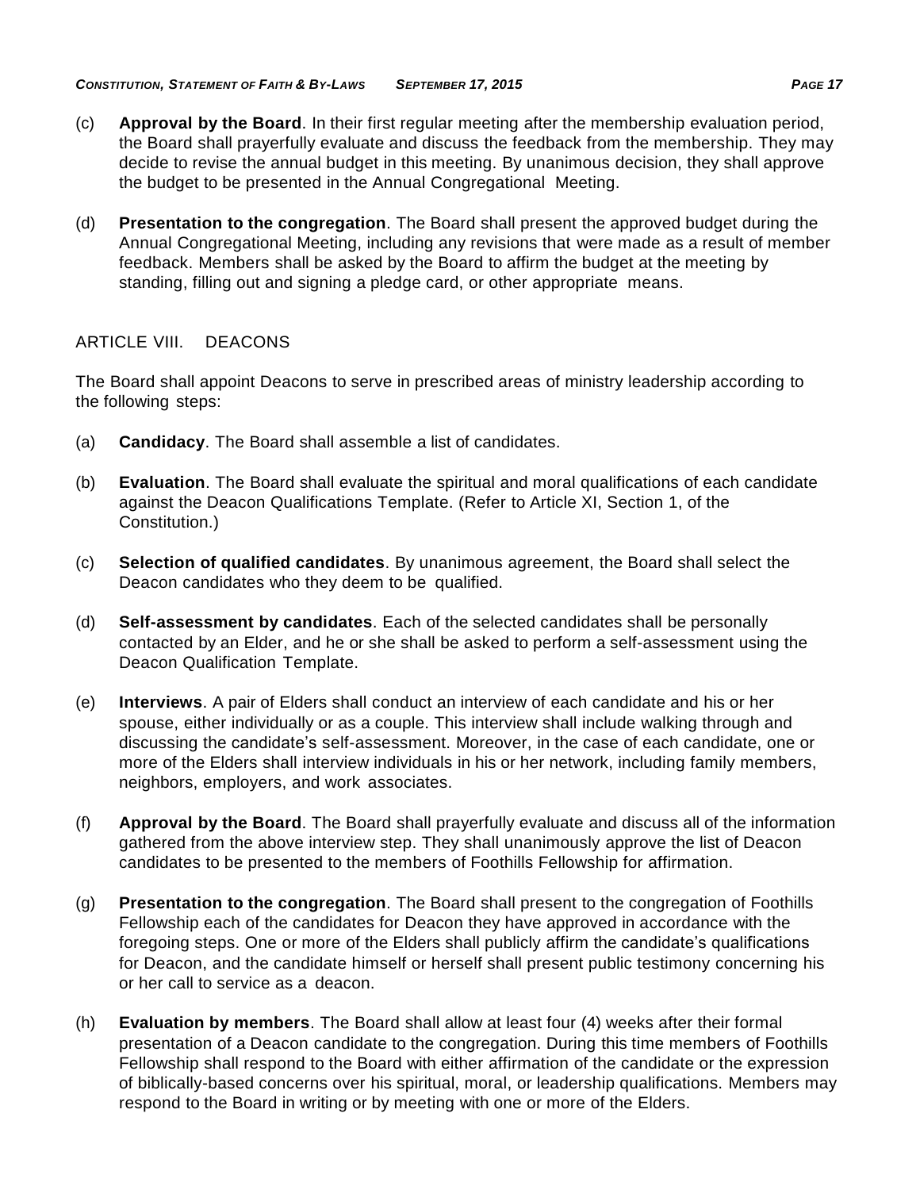(c) **Approval by the Board**. In their first regular meeting after the membership evaluation period, the Board shall prayerfully evaluate and discuss the feedback from the membership. They may decide to revise the annual budget in this meeting. By unanimous decision, they shall approve the budget to be presented in the Annual Congregational Meeting.

(d) **Presentation to the congregation**. The Board shall present the approved budget during the Annual Congregational Meeting, including any revisions that were made as a result of member feedback. Members shall be asked by the Board to affirm the budget at the meeting by standing, filling out and signing a pledge card, or other appropriate means.

## ARTICLE VIII. DEACONS

The Board shall appoint Deacons to serve in prescribed areas of ministry leadership according to the following steps:

(a) **Candidacy**. The Board shall assemble a list of candidates.

(b) **Evaluation**. The Board shall evaluate the spiritual and moral qualifications of each candidate against the Deacon Qualifications Template. (Refer to Article XI, Section 1, of the Constitution.)

(c) **Selection of qualified candidates**. By unanimous agreement, the Board shall select the Deacon candidates who they deem to be qualified.

(d) **Self-assessment by candidates**. Each of the selected candidates shall be personally contacted by an Elder, and he or she shall be asked to perform a self-assessment using the Deacon Qualification Template.

(e) **Interviews**. A pair of Elders shall conduct an interview of each candidate and his or her spouse, either individually or as a couple. This interview shall include walking through and discussing the candidate's self-assessment. Moreover, in the case of each candidate, one or more of the Elders shall interview individuals in his or her network, including family members, neighbors, employers, and work associates.

(f) **Approval by the Board**. The Board shall prayerfully evaluate and discuss all of the information gathered from the above interview step. They shall unanimously approve the list of Deacon candidates to be presented to the members of Foothills Fellowship for affirmation.

(g) **Presentation to the congregation**. The Board shall present to the congregation of Foothills Fellowship each of the candidates for Deacon they have approved in accordance with the foregoing steps. One or more of the Elders shall publicly affirm the candidate's qualifications for Deacon, and the candidate himself or herself shall present public testimony concerning his or her call to service as a deacon.

(h) **Evaluation by members**. The Board shall allow at least four (4) weeks after their formal presentation of a Deacon candidate to the congregation. During this time members of Foothills Fellowship shall respond to the Board with either affirmation of the candidate or the expression of biblically-based concerns over his spiritual, moral, or leadership qualifications. Members may respond to the Board in writing or by meeting with one or more of the Elders.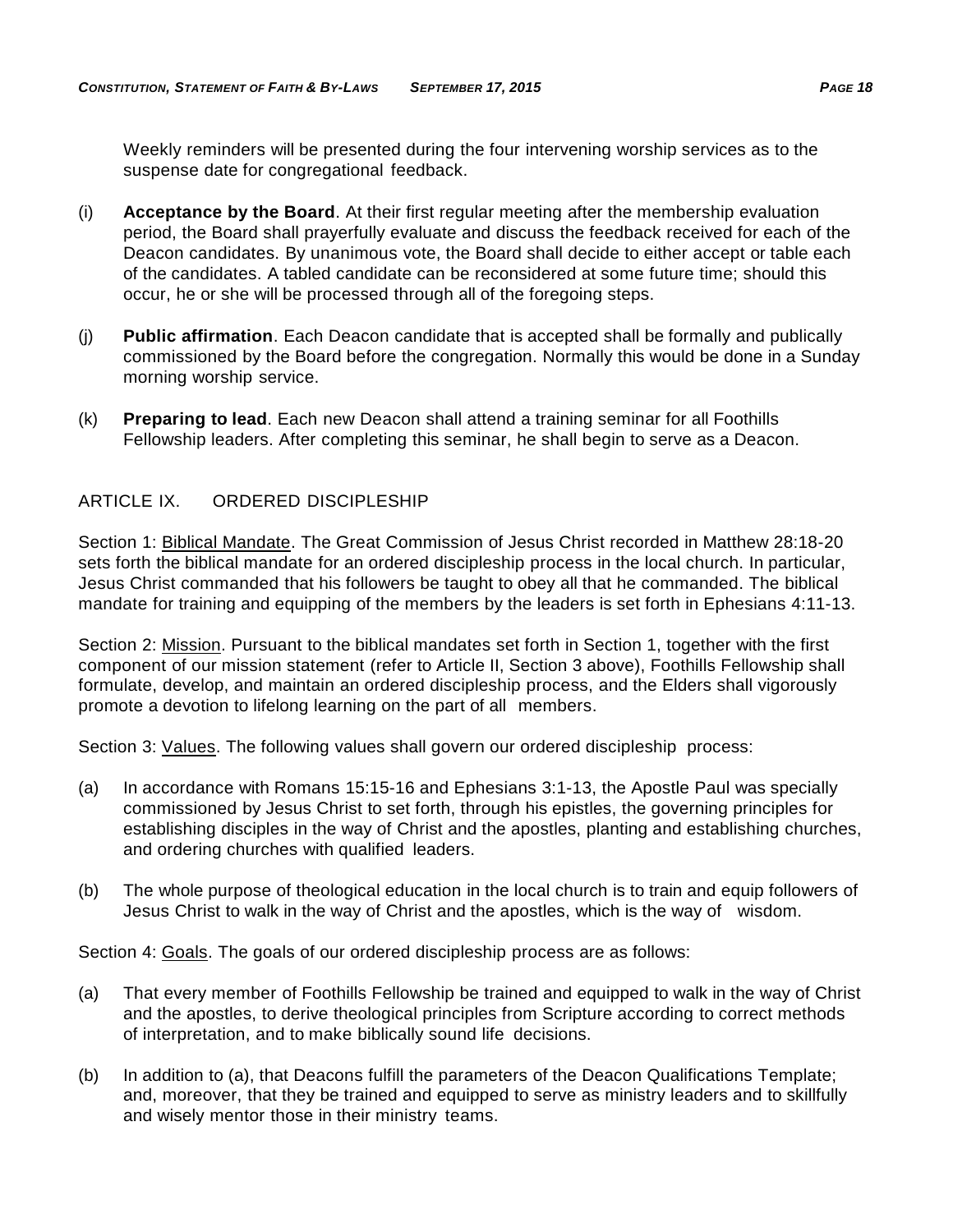Weekly reminders will be presented during the four intervening worship services as to the suspense date for congregational feedback.

(i) **Acceptance by the Board**. At their first regular meeting after the membership evaluation period, the Board shall prayerfully evaluate and discuss the feedback received for each of the Deacon candidates. By unanimous vote, the Board shall decide to either accept or table each of the candidates. A tabled candidate can be reconsidered at some future time; should this occur, he or she will be processed through all of the foregoing steps.

(j) **Public affirmation**. Each Deacon candidate that is accepted shall be formally and publically commissioned by the Board before the congregation. Normally this would be done in a Sunday morning worship service.

(k) **Preparing to lead**. Each new Deacon shall attend a training seminar for all Foothills Fellowship leaders. After completing this seminar, he shall begin to serve as a Deacon.

## ARTICLE IX. ORDERED DISCIPLESHIP

Section 1: Biblical Mandate. The Great Commission of Jesus Christ recorded in Matthew 28:18-20 sets forth the biblical mandate for an ordered discipleship process in the local church. In particular, Jesus Christ commanded that his followers be taught to obey all that he commanded. The biblical mandate for training and equipping of the members by the leaders is set forth in Ephesians 4:11-13.

Section 2: Mission. Pursuant to the biblical mandates set forth in Section 1, together with the first component of our mission statement (refer to Article II, Section 3 above), Foothills Fellowship shall formulate, develop, and maintain an ordered discipleship process, and the Elders shall vigorously promote a devotion to lifelong learning on the part of all members.

Section 3: Values. The following values shall govern our ordered discipleship process:

(a) In accordance with Romans 15:15-16 and Ephesians 3:1-13, the Apostle Paul was specially commissioned by Jesus Christ to set forth, through his epistles, the governing principles for establishing disciples in the way of Christ and the apostles, planting and establishing churches, and ordering churches with qualified leaders.

(b) The whole purpose of theological education in the local church is to train and equip followers of Jesus Christ to walk in the way of Christ and the apostles, which is the way of wisdom.

Section 4: Goals. The goals of our ordered discipleship process are as follows:

(a) That every member of Foothills Fellowship be trained and equipped to walk in the way of Christ and the apostles, to derive theological principles from Scripture according to correct methods of interpretation, and to make biblically sound life decisions.

(b) In addition to (a), that Deacons fulfill the parameters of the Deacon Qualifications Template; and, moreover, that they be trained and equipped to serve as ministry leaders and to skillfully and wisely mentor those in their ministry teams.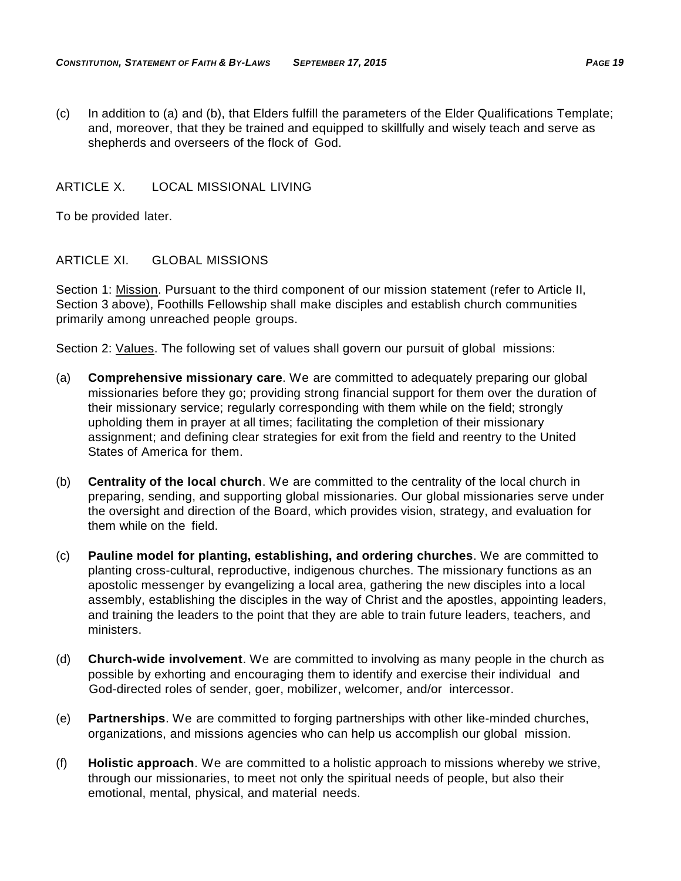(c) In addition to (a) and (b), that Elders fulfill the parameters of the Elder Qualifications Template; and, moreover, that they be trained and equipped to skillfully and wisely teach and serve as shepherds and overseers of the flock of God.

## ARTICLE X. LOCAL MISSIONAL LIVING

To be provided later.

## ARTICLE XI. GLOBAL MISSIONS

Section 1: Mission. Pursuant to the third component of our mission statement (refer to Article II, Section 3 above), Foothills Fellowship shall make disciples and establish church communities primarily among unreached people groups.

Section 2: Values. The following set of values shall govern our pursuit of global missions:

(a) **Comprehensive missionary care**. We are committed to adequately preparing our global missionaries before they go; providing strong financial support for them over the duration of their missionary service; regularly corresponding with them while on the field; strongly upholding them in prayer at all times; facilitating the completion of their missionary assignment; and defining clear strategies for exit from the field and reentry to the United States of America for them.

(b) **Centrality of the local church**. We are committed to the centrality of the local church in preparing, sending, and supporting global missionaries. Our global missionaries serve under the oversight and direction of the Board, which provides vision, strategy, and evaluation for them while on the field.

(c) **Pauline model for planting, establishing, and ordering churches**. We are committed to planting cross-cultural, reproductive, indigenous churches. The missionary functions as an apostolic messenger by evangelizing a local area, gathering the new disciples into a local assembly, establishing the disciples in the way of Christ and the apostles, appointing leaders, and training the leaders to the point that they are able to train future leaders, teachers, and ministers.

(d) **Church-wide involvement**. We are committed to involving as many people in the church as possible by exhorting and encouraging them to identify and exercise their individual and God-directed roles of sender, goer, mobilizer, welcomer, and/or intercessor.

(e) **Partnerships**. We are committed to forging partnerships with other like-minded churches, organizations, and missions agencies who can help us accomplish our global mission.

(f) **Holistic approach**. We are committed to a holistic approach to missions whereby we strive, through our missionaries, to meet not only the spiritual needs of people, but also their emotional, mental, physical, and material needs.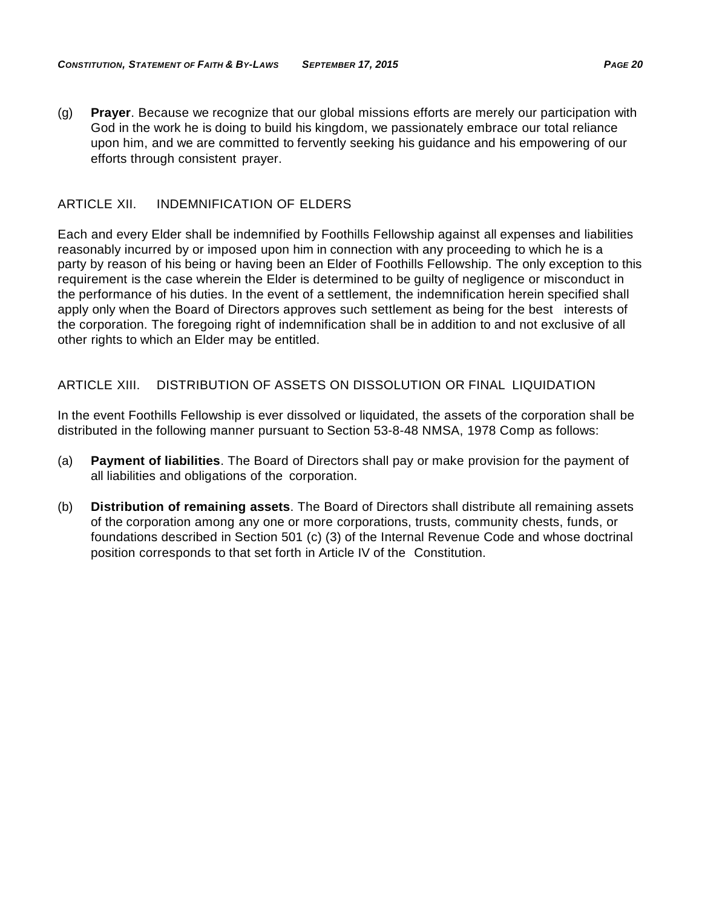(g) **Prayer**. Because we recognize that our global missions efforts are merely our participation with God in the work he is doing to build his kingdom, we passionately embrace our total reliance upon him, and we are committed to fervently seeking his guidance and his empowering of our efforts through consistent prayer.

## ARTICLE XII. INDEMNIFICATION OF ELDERS

Each and every Elder shall be indemnified by Foothills Fellowship against all expenses and liabilities reasonably incurred by or imposed upon him in connection with any proceeding to which he is a party by reason of his being or having been an Elder of Foothills Fellowship. The only exception to this requirement is the case wherein the Elder is determined to be guilty of negligence or misconduct in the performance of his duties. In the event of a settlement, the indemnification herein specified shall apply only when the Board of Directors approves such settlement as being for the best interests of the corporation. The foregoing right of indemnification shall be in addition to and not exclusive of all other rights to which an Elder may be entitled.

## ARTICLE XIII. DISTRIBUTION OF ASSETS ON DISSOLUTION OR FINAL LIQUIDATION

In the event Foothills Fellowship is ever dissolved or liquidated, the assets of the corporation shall be distributed in the following manner pursuant to Section 53-8-48 NMSA, 1978 Comp as follows:

(a) **Payment of liabilities**. The Board of Directors shall pay or make provision for the payment of all liabilities and obligations of the corporation.

(b) **Distribution of remaining assets**. The Board of Directors shall distribute all remaining assets of the corporation among any one or more corporations, trusts, community chests, funds, or foundations described in Section 501 (c) (3) of the Internal Revenue Code and whose doctrinal position corresponds to that set forth in Article IV of the Constitution.